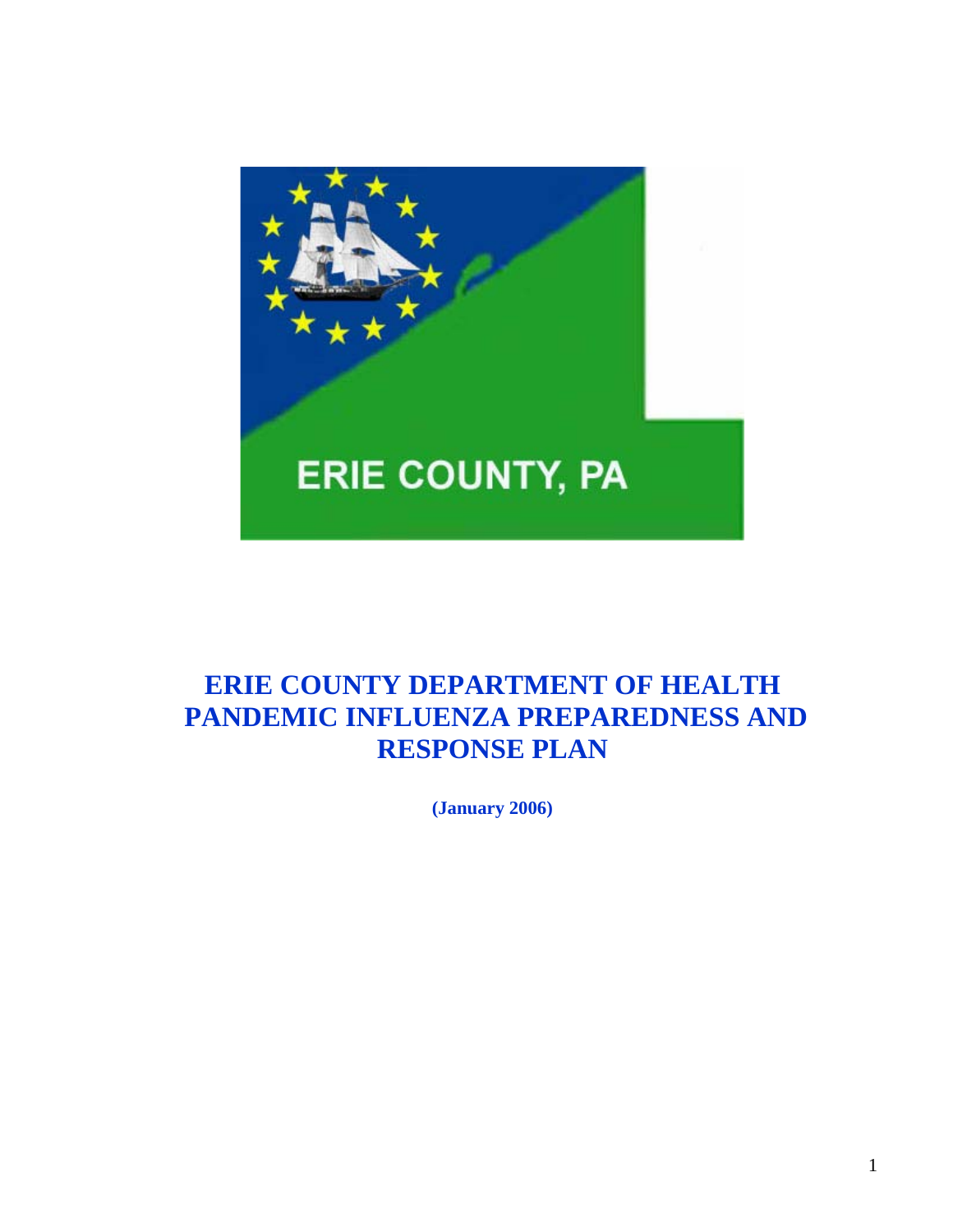ERIE COUNTY, PA

# ERIE COUNTY DEPARTMENT OF HEALTH PANDEMIC INFLUENZA PREPAREDNESS AND RESPONSE PLAN

**(January 2006)**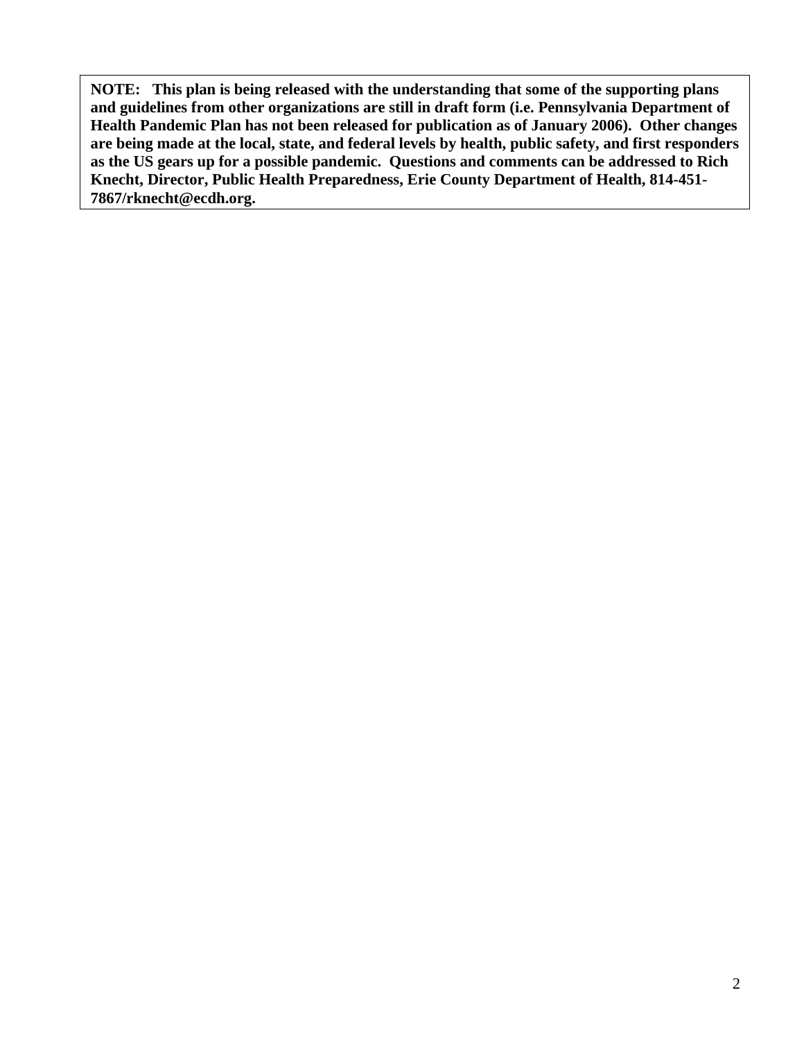**NOTE: This plan is being released with the understanding that some of the supporting plans and guidelines from other organizations are still in draft form (i.e. Pennsylvania Department of Health Pandemic Plan has not been released for publication as of January 2006). Other changes are being made at the local, state, and federal levels by health, public safety, and first responders as the US gears up for a possible pandemic. Questions and comments can be addressed to Rich Knecht, Director, Public Health Preparedness, Erie County Department of Health, 814-451-7867/rknecht@ecdh.org.**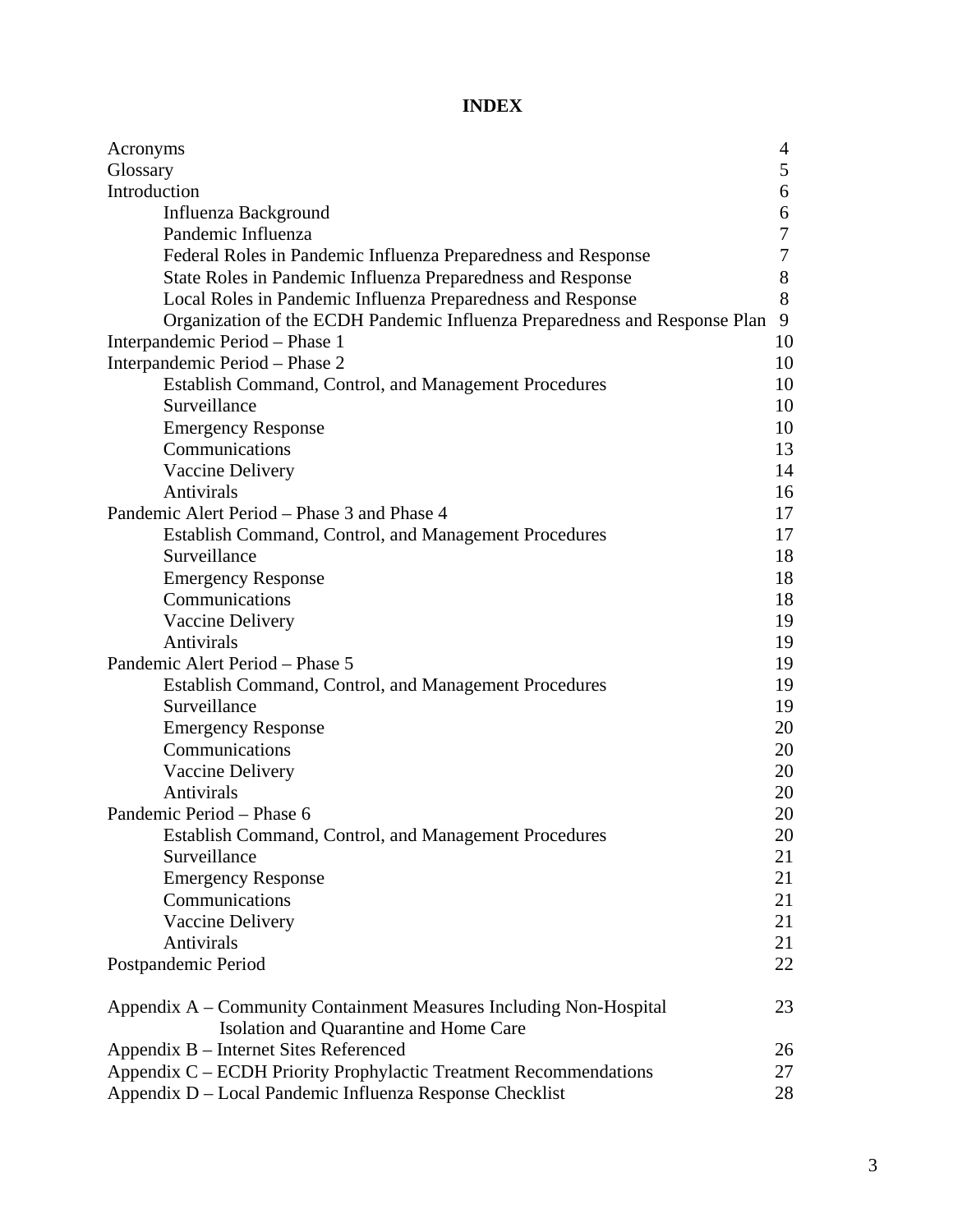# INDEX

| | |
|---|---|
| Acronyms | 4 |
| Glossary | 5 |
| Introduction | 6 |
| Influenza Background | 6 |
| Pandemic Influenza | 7 |
| Federal Roles in Pandemic Influenza Preparedness and Response | 7 |
| State Roles in Pandemic Influenza Preparedness and Response | 8 |
| Local Roles in Pandemic Influenza Preparedness and Response | 8 |
| Organization of the ECDH Pandemic Influenza Preparedness and Response Plan | 9 |
| Interpandemic Period – Phase 1 | 10 |
| Interpandemic Period – Phase 2 | 10 |
| Establish Command, Control, and Management Procedures | 10 |
| Surveillance | 10 |
| Emergency Response | 10 |
| Communications | 13 |
| Vaccine Delivery | 14 |
| Antivirals | 16 |
| Pandemic Alert Period – Phase 3 and Phase 4 | 17 |
| Establish Command, Control, and Management Procedures | 17 |
| Surveillance | 18 |
| Emergency Response | 18 |
| Communications | 18 |
| Vaccine Delivery | 19 |
| Antivirals | 19 |
| Pandemic Alert Period – Phase 5 | 19 |
| Establish Command, Control, and Management Procedures | 19 |
| Surveillance | 19 |
| Emergency Response | 20 |
| Communications | 20 |
| Vaccine Delivery | 20 |
| Antivirals | 20 |
| Pandemic Period – Phase 6 | 20 |
| Establish Command, Control, and Management Procedures | 20 |
| Surveillance | 21 |
| Emergency Response | 21 |
| Communications | 21 |
| Vaccine Delivery | 21 |
| Antivirals | 21 |
| Postpandemic Period | 22 |
| Appendix A – Community Containment Measures Including Non-Hospital Isolation and Quarantine and Home Care | 23 |
| Appendix B – Internet Sites Referenced | 26 |
| Appendix C – ECDH Priority Prophylactic Treatment Recommendations | 27 |
| Appendix D – Local Pandemic Influenza Response Checklist | 28 |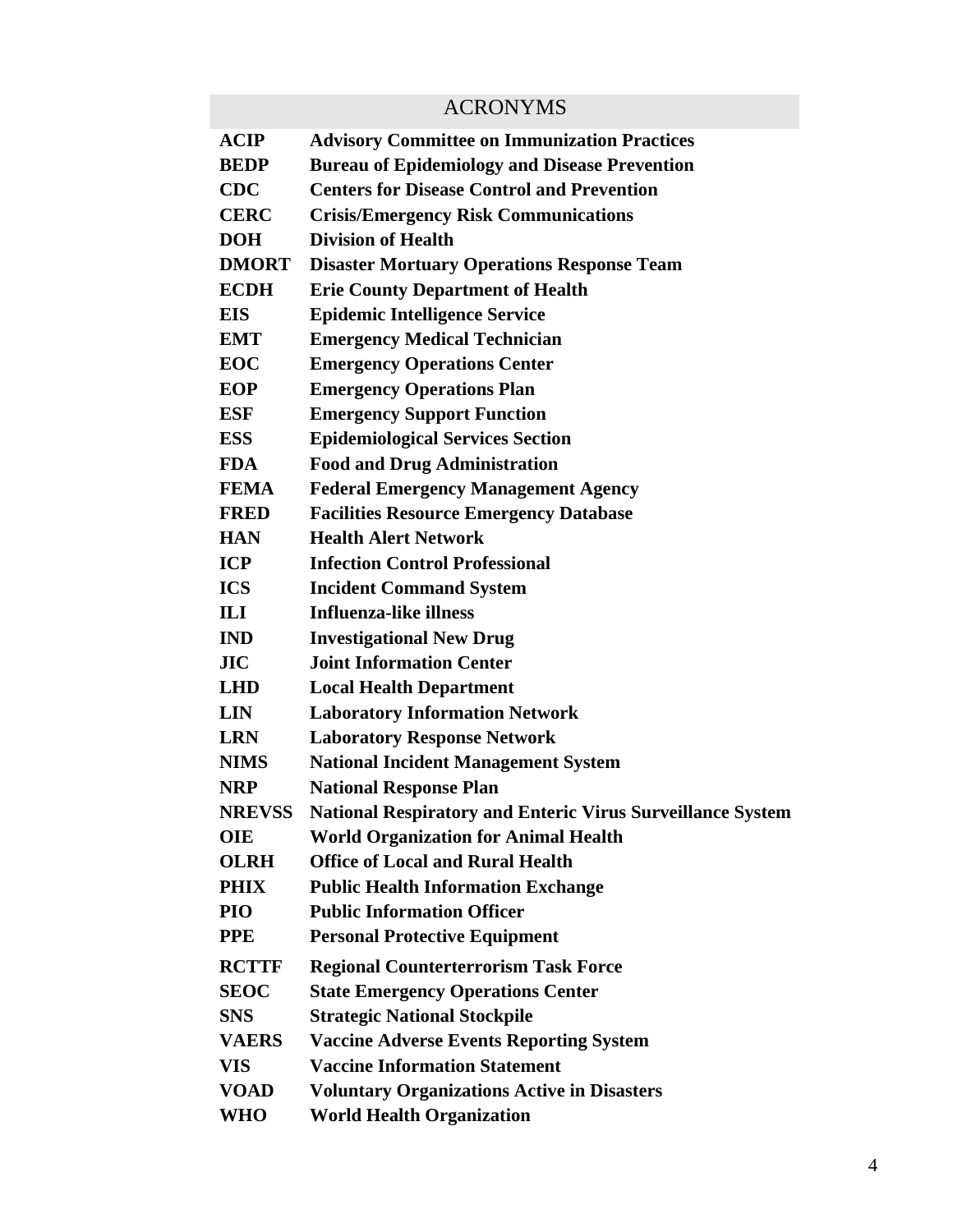# ACRONYMS

| | |
|---|---|
| **ACIP** | **Advisory Committee on Immunization Practices** |
| **BEDP** | **Bureau of Epidemiology and Disease Prevention** |
| **CDC** | **Centers for Disease Control and Prevention** |
| **CERC** | **Crisis/Emergency Risk Communications** |
| **DOH** | **Division of Health** |
| **DMORT** | **Disaster Mortuary Operations Response Team** |
| **ECDH** | **Erie County Department of Health** |
| **EIS** | **Epidemic Intelligence Service** |
| **EMT** | **Emergency Medical Technician** |
| **EOC** | **Emergency Operations Center** |
| **EOP** | **Emergency Operations Plan** |
| **ESF** | **Emergency Support Function** |
| **ESS** | **Epidemiological Services Section** |
| **FDA** | **Food and Drug Administration** |
| **FEMA** | **Federal Emergency Management Agency** |
| **FRED** | **Facilities Resource Emergency Database** |
| **HAN** | **Health Alert Network** |
| **ICP** | **Infection Control Professional** |
| **ICS** | **Incident Command System** |
| **ILI** | **Influenza-like illness** |
| **IND** | **Investigational New Drug** |
| **JIC** | **Joint Information Center** |
| **LHD** | **Local Health Department** |
| **LIN** | **Laboratory Information Network** |
| **LRN** | **Laboratory Response Network** |
| **NIMS** | **National Incident Management System** |
| **NRP** | **National Response Plan** |
| **NREVSS** | **National Respiratory and Enteric Virus Surveillance System** |
| **OIE** | **World Organization for Animal Health** |
| **OLRH** | **Office of Local and Rural Health** |
| **PHIX** | **Public Health Information Exchange** |
| **PIO** | **Public Information Officer** |
| **PPE** | **Personal Protective Equipment** |
| **RCTTF** | **Regional Counterterrorism Task Force** |
| **SEOC** | **State Emergency Operations Center** |
| **SNS** | **Strategic National Stockpile** |
| **VAERS** | **Vaccine Adverse Events Reporting System** |
| **VIS** | **Vaccine Information Statement** |
| **VOAD** | **Voluntary Organizations Active in Disasters** |
| **WHO** | **World Health Organization** |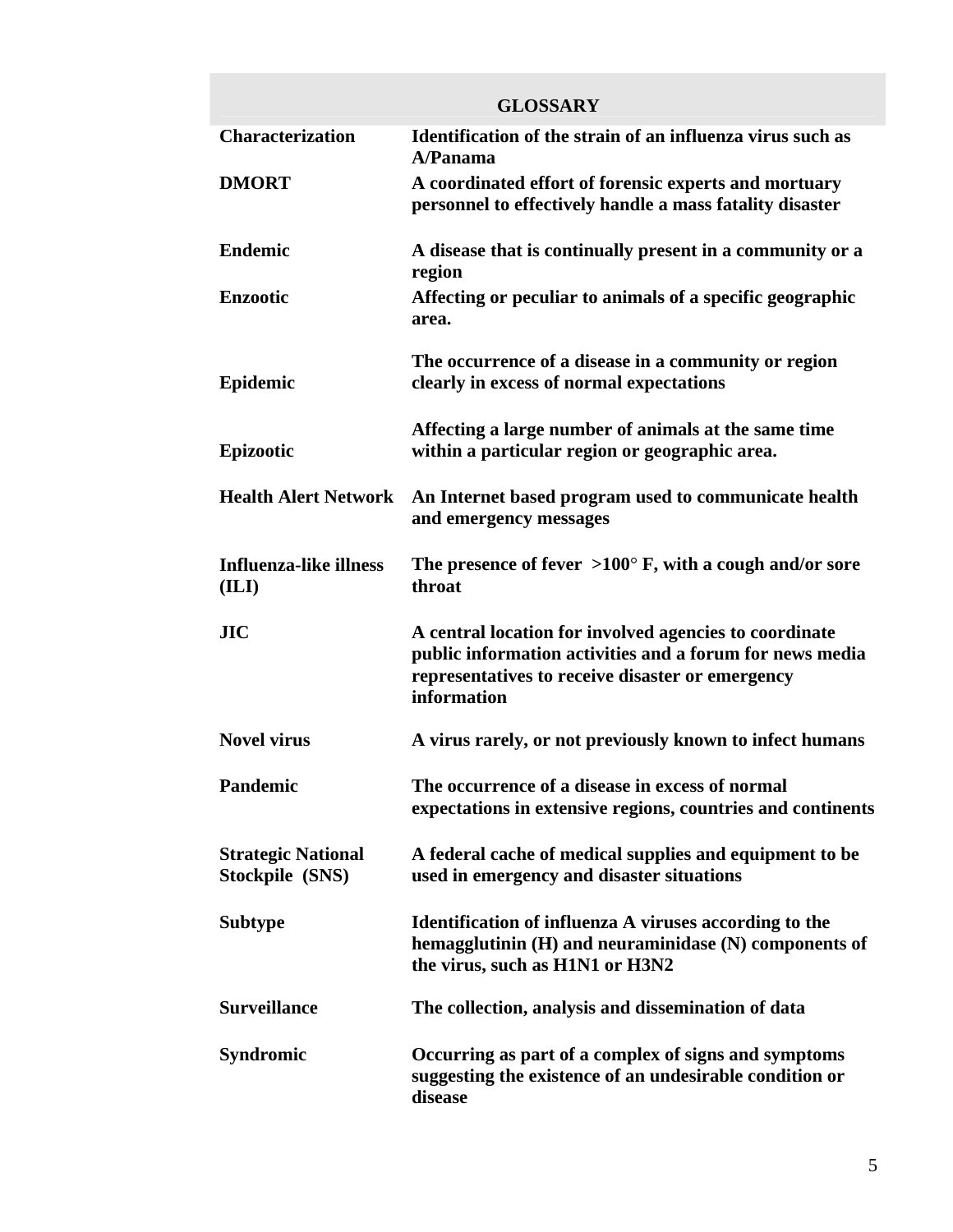## GLOSSARY

| Term | Definition |
|---|---|
| **Characterization** | **Identification of the strain of an influenza virus such as A/Panama** |
| **DMORT** | **A coordinated effort of forensic experts and mortuary personnel to effectively handle a mass fatality disaster** |
| **Endemic** | **A disease that is continually present in a community or a region** |
| **Enzootic** | **Affecting or peculiar to animals of a specific geographic area.** |
| **Epidemic** | **The occurrence of a disease in a community or region clearly in excess of normal expectations** |
| **Epizootic** | **Affecting a large number of animals at the same time within a particular region or geographic area.** |
| **Health Alert Network** | **An Internet based program used to communicate health and emergency messages** |
| **Influenza-like illness (ILI)** | **The presence of fever >100° F, with a cough and/or sore throat** |
| **JIC** | **A central location for involved agencies to coordinate public information activities and a forum for news media representatives to receive disaster or emergency information** |
| **Novel virus** | **A virus rarely, or not previously known to infect humans** |
| **Pandemic** | **The occurrence of a disease in excess of normal expectations in extensive regions, countries and continents** |
| **Strategic National Stockpile (SNS)** | **A federal cache of medical supplies and equipment to be used in emergency and disaster situations** |
| **Subtype** | **Identification of influenza A viruses according to the hemagglutinin (H) and neuraminidase (N) components of the virus, such as H1N1 or H3N2** |
| **Surveillance** | **The collection, analysis and dissemination of data** |
| **Syndromic** | **Occurring as part of a complex of signs and symptoms suggesting the existence of an undesirable condition or disease** |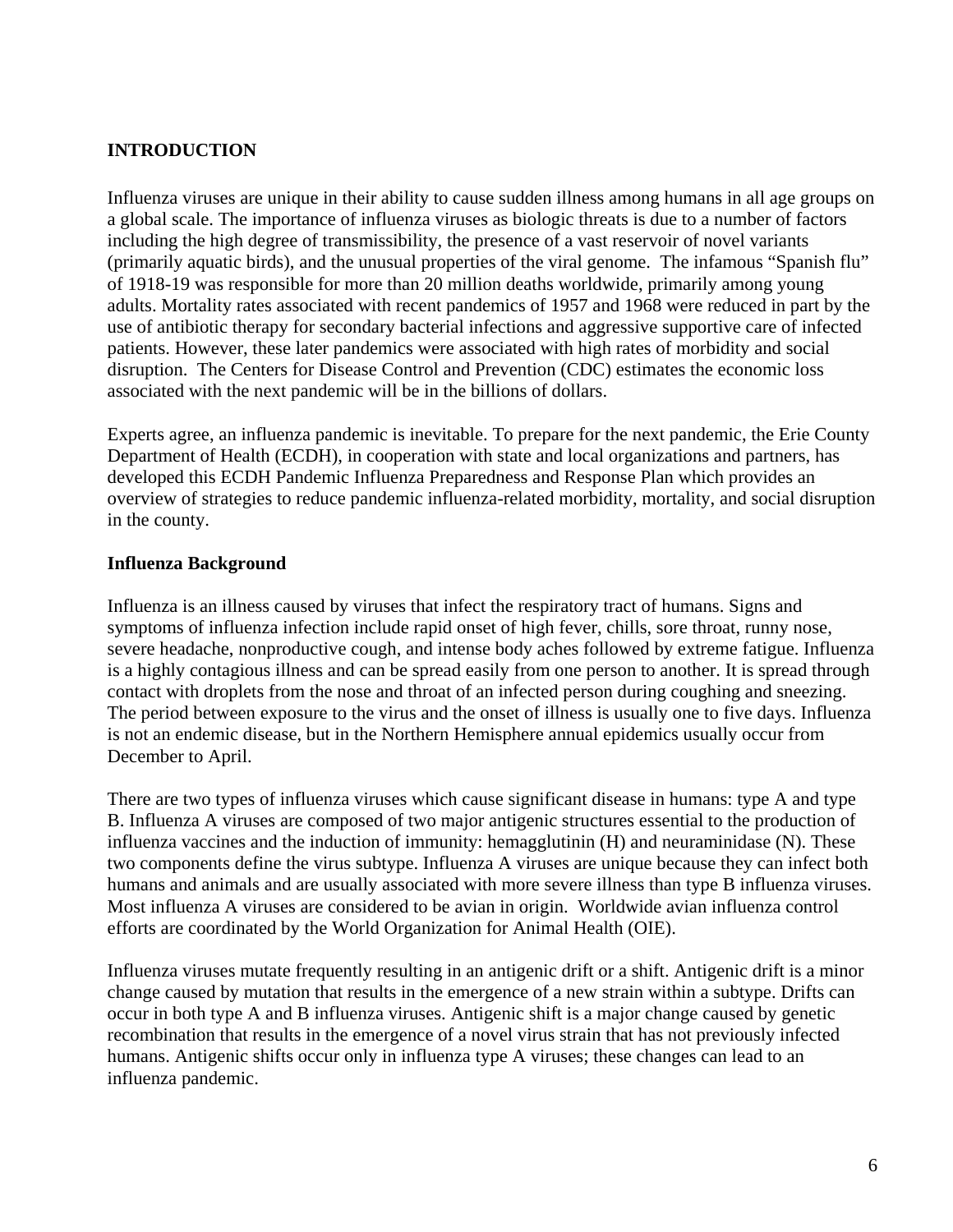## INTRODUCTION

Influenza viruses are unique in their ability to cause sudden illness among humans in all age groups on a global scale. The importance of influenza viruses as biologic threats is due to a number of factors including the high degree of transmissibility, the presence of a vast reservoir of novel variants (primarily aquatic birds), and the unusual properties of the viral genome. The infamous "Spanish flu" of 1918-19 was responsible for more than 20 million deaths worldwide, primarily among young adults. Mortality rates associated with recent pandemics of 1957 and 1968 were reduced in part by the use of antibiotic therapy for secondary bacterial infections and aggressive supportive care of infected patients. However, these later pandemics were associated with high rates of morbidity and social disruption. The Centers for Disease Control and Prevention (CDC) estimates the economic loss associated with the next pandemic will be in the billions of dollars.

Experts agree, an influenza pandemic is inevitable. To prepare for the next pandemic, the Erie County Department of Health (ECDH), in cooperation with state and local organizations and partners, has developed this ECDH Pandemic Influenza Preparedness and Response Plan which provides an overview of strategies to reduce pandemic influenza-related morbidity, mortality, and social disruption in the county.

### Influenza Background

Influenza is an illness caused by viruses that infect the respiratory tract of humans. Signs and symptoms of influenza infection include rapid onset of high fever, chills, sore throat, runny nose, severe headache, nonproductive cough, and intense body aches followed by extreme fatigue. Influenza is a highly contagious illness and can be spread easily from one person to another. It is spread through contact with droplets from the nose and throat of an infected person during coughing and sneezing. The period between exposure to the virus and the onset of illness is usually one to five days. Influenza is not an endemic disease, but in the Northern Hemisphere annual epidemics usually occur from December to April.

There are two types of influenza viruses which cause significant disease in humans: type A and type B. Influenza A viruses are composed of two major antigenic structures essential to the production of influenza vaccines and the induction of immunity: hemagglutinin (H) and neuraminidase (N). These two components define the virus subtype. Influenza A viruses are unique because they can infect both humans and animals and are usually associated with more severe illness than type B influenza viruses. Most influenza A viruses are considered to be avian in origin. Worldwide avian influenza control efforts are coordinated by the World Organization for Animal Health (OIE).

Influenza viruses mutate frequently resulting in an antigenic drift or a shift. Antigenic drift is a minor change caused by mutation that results in the emergence of a new strain within a subtype. Drifts can occur in both type A and B influenza viruses. Antigenic shift is a major change caused by genetic recombination that results in the emergence of a novel virus strain that has not previously infected humans. Antigenic shifts occur only in influenza type A viruses; these changes can lead to an influenza pandemic.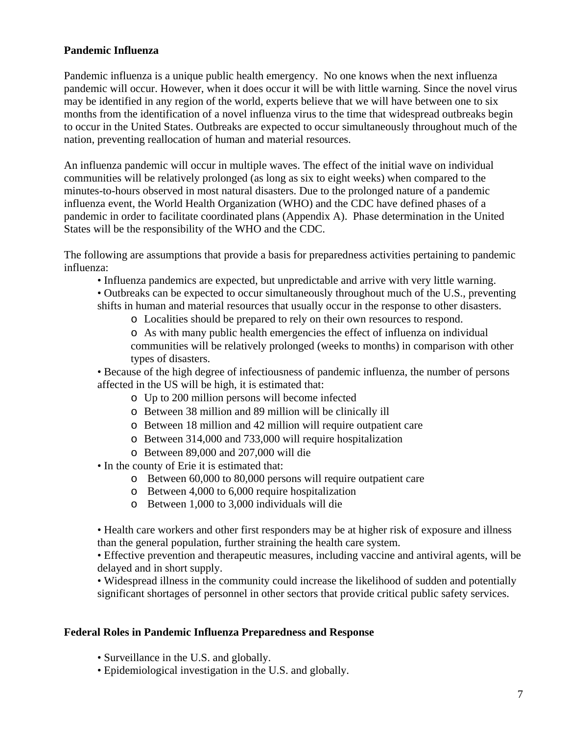**Pandemic Influenza**

Pandemic influenza is a unique public health emergency. No one knows when the next influenza pandemic will occur. However, when it does occur it will be with little warning. Since the novel virus may be identified in any region of the world, experts believe that we will have between one to six months from the identification of a novel influenza virus to the time that widespread outbreaks begin to occur in the United States. Outbreaks are expected to occur simultaneously throughout much of the nation, preventing reallocation of human and material resources.

An influenza pandemic will occur in multiple waves. The effect of the initial wave on individual communities will be relatively prolonged (as long as six to eight weeks) when compared to the minutes-to-hours observed in most natural disasters. Due to the prolonged nature of a pandemic influenza event, the World Health Organization (WHO) and the CDC have defined phases of a pandemic in order to facilitate coordinated plans (Appendix A). Phase determination in the United States will be the responsibility of the WHO and the CDC.

The following are assumptions that provide a basis for preparedness activities pertaining to pandemic influenza:

- Influenza pandemics are expected, but unpredictable and arrive with very little warning.
- Outbreaks can be expected to occur simultaneously throughout much of the U.S., preventing shifts in human and material resources that usually occur in the response to other disasters.
  - Localities should be prepared to rely on their own resources to respond.
  - As with many public health emergencies the effect of influenza on individual communities will be relatively prolonged (weeks to months) in comparison with other types of disasters.
- Because of the high degree of infectiousness of pandemic influenza, the number of persons affected in the US will be high, it is estimated that:
  - Up to 200 million persons will become infected
  - Between 38 million and 89 million will be clinically ill
  - Between 18 million and 42 million will require outpatient care
  - Between 314,000 and 733,000 will require hospitalization
  - Between 89,000 and 207,000 will die
- In the county of Erie it is estimated that:
  - Between 60,000 to 80,000 persons will require outpatient care
  - Between 4,000 to 6,000 require hospitalization
  - Between 1,000 to 3,000 individuals will die
- Health care workers and other first responders may be at higher risk of exposure and illness than the general population, further straining the health care system.
- Effective prevention and therapeutic measures, including vaccine and antiviral agents, will be delayed and in short supply.
- Widespread illness in the community could increase the likelihood of sudden and potentially significant shortages of personnel in other sectors that provide critical public safety services.

**Federal Roles in Pandemic Influenza Preparedness and Response**

- Surveillance in the U.S. and globally.
- Epidemiological investigation in the U.S. and globally.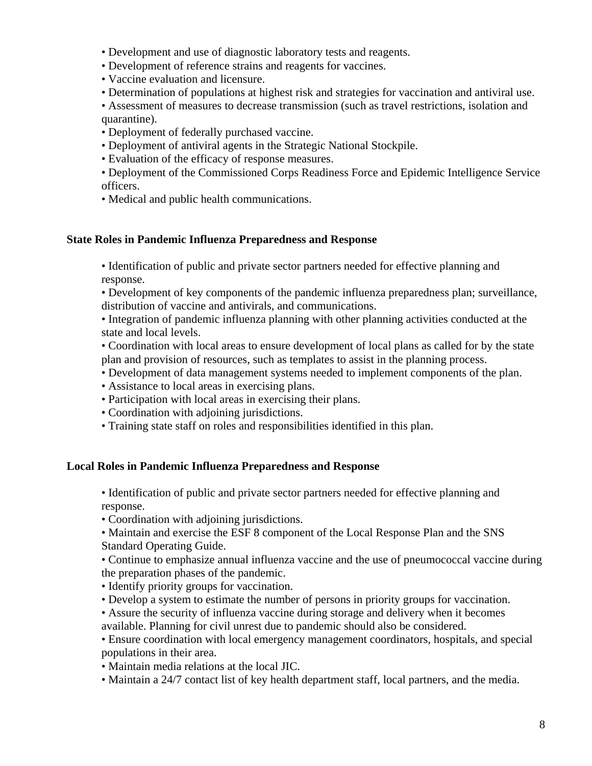- Development and use of diagnostic laboratory tests and reagents.
- Development of reference strains and reagents for vaccines.
- Vaccine evaluation and licensure.
- Determination of populations at highest risk and strategies for vaccination and antiviral use.
- Assessment of measures to decrease transmission (such as travel restrictions, isolation and quarantine).
- Deployment of federally purchased vaccine.
- Deployment of antiviral agents in the Strategic National Stockpile.
- Evaluation of the efficacy of response measures.
- Deployment of the Commissioned Corps Readiness Force and Epidemic Intelligence Service officers.
- Medical and public health communications.

**State Roles in Pandemic Influenza Preparedness and Response**

- Identification of public and private sector partners needed for effective planning and response.
- Development of key components of the pandemic influenza preparedness plan; surveillance, distribution of vaccine and antivirals, and communications.
- Integration of pandemic influenza planning with other planning activities conducted at the state and local levels.
- Coordination with local areas to ensure development of local plans as called for by the state plan and provision of resources, such as templates to assist in the planning process.
- Development of data management systems needed to implement components of the plan.
- Assistance to local areas in exercising plans.
- Participation with local areas in exercising their plans.
- Coordination with adjoining jurisdictions.
- Training state staff on roles and responsibilities identified in this plan.

**Local Roles in Pandemic Influenza Preparedness and Response**

- Identification of public and private sector partners needed for effective planning and response.
- Coordination with adjoining jurisdictions.
- Maintain and exercise the ESF 8 component of the Local Response Plan and the SNS Standard Operating Guide.
- Continue to emphasize annual influenza vaccine and the use of pneumococcal vaccine during the preparation phases of the pandemic.
- Identify priority groups for vaccination.
- Develop a system to estimate the number of persons in priority groups for vaccination.
- Assure the security of influenza vaccine during storage and delivery when it becomes available. Planning for civil unrest due to pandemic should also be considered.
- Ensure coordination with local emergency management coordinators, hospitals, and special populations in their area.
- Maintain media relations at the local JIC.
- Maintain a 24/7 contact list of key health department staff, local partners, and the media.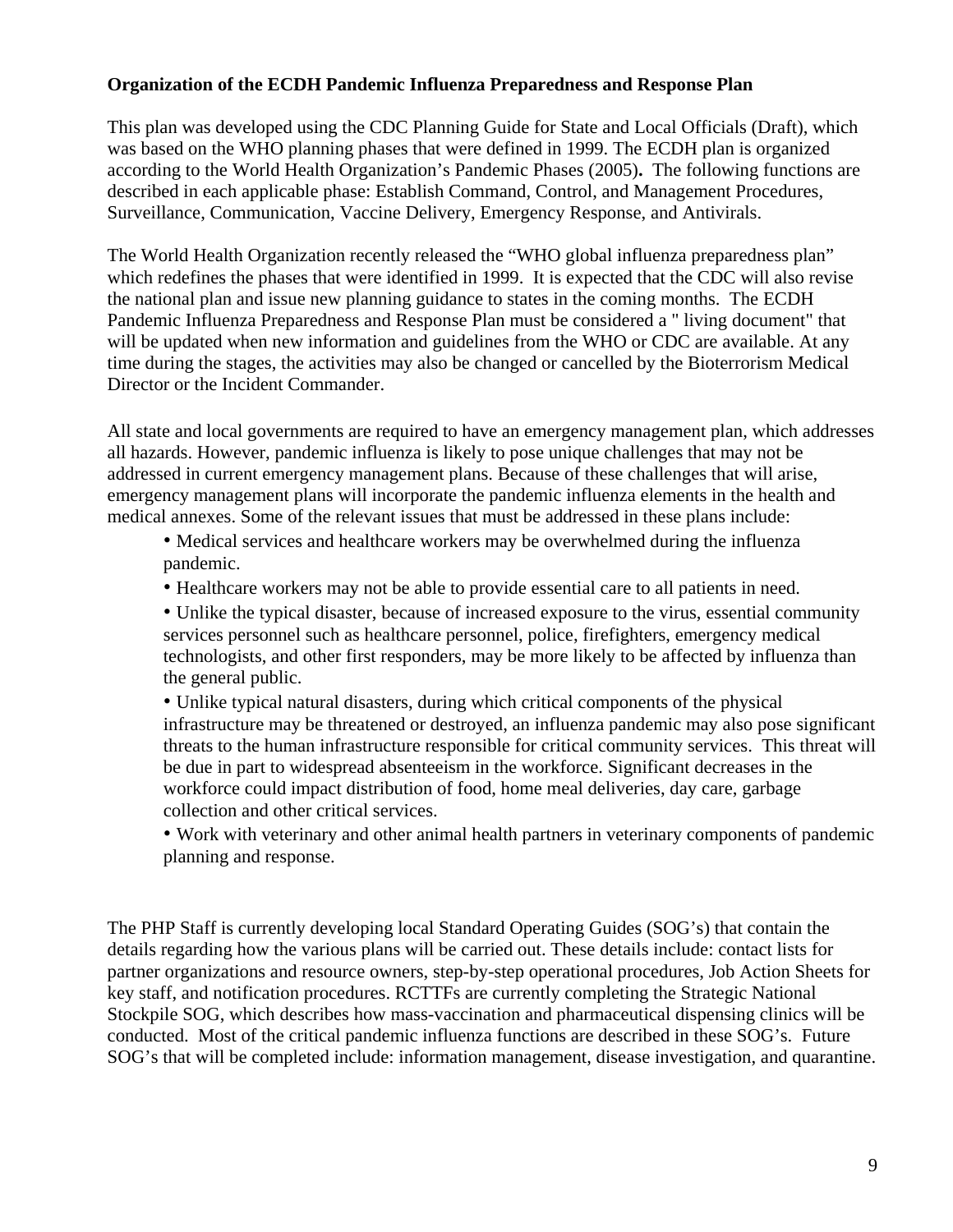**Organization of the ECDH Pandemic Influenza Preparedness and Response Plan**

This plan was developed using the CDC Planning Guide for State and Local Officials (Draft), which was based on the WHO planning phases that were defined in 1999. The ECDH plan is organized according to the World Health Organization's Pandemic Phases (2005)**.** The following functions are described in each applicable phase: Establish Command, Control, and Management Procedures, Surveillance, Communication, Vaccine Delivery, Emergency Response, and Antivirals.

The World Health Organization recently released the "WHO global influenza preparedness plan" which redefines the phases that were identified in 1999. It is expected that the CDC will also revise the national plan and issue new planning guidance to states in the coming months. The ECDH Pandemic Influenza Preparedness and Response Plan must be considered a " living document" that will be updated when new information and guidelines from the WHO or CDC are available. At any time during the stages, the activities may also be changed or cancelled by the Bioterrorism Medical Director or the Incident Commander.

All state and local governments are required to have an emergency management plan, which addresses all hazards. However, pandemic influenza is likely to pose unique challenges that may not be addressed in current emergency management plans. Because of these challenges that will arise, emergency management plans will incorporate the pandemic influenza elements in the health and medical annexes. Some of the relevant issues that must be addressed in these plans include:

- Medical services and healthcare workers may be overwhelmed during the influenza pandemic.
- Healthcare workers may not be able to provide essential care to all patients in need.
- Unlike the typical disaster, because of increased exposure to the virus, essential community services personnel such as healthcare personnel, police, firefighters, emergency medical technologists, and other first responders, may be more likely to be affected by influenza than the general public.
- Unlike typical natural disasters, during which critical components of the physical infrastructure may be threatened or destroyed, an influenza pandemic may also pose significant threats to the human infrastructure responsible for critical community services. This threat will be due in part to widespread absenteeism in the workforce. Significant decreases in the workforce could impact distribution of food, home meal deliveries, day care, garbage collection and other critical services.
- Work with veterinary and other animal health partners in veterinary components of pandemic planning and response.

The PHP Staff is currently developing local Standard Operating Guides (SOG's) that contain the details regarding how the various plans will be carried out. These details include: contact lists for partner organizations and resource owners, step-by-step operational procedures, Job Action Sheets for key staff, and notification procedures. RCTTFs are currently completing the Strategic National Stockpile SOG, which describes how mass-vaccination and pharmaceutical dispensing clinics will be conducted. Most of the critical pandemic influenza functions are described in these SOG's. Future SOG's that will be completed include: information management, disease investigation, and quarantine.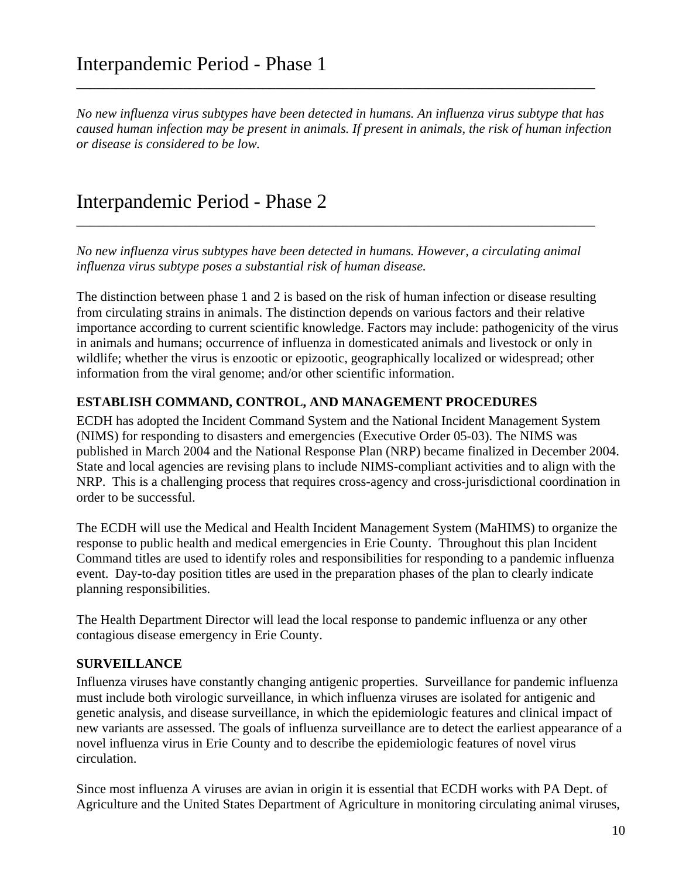# Interpandemic Period - Phase 1

*No new influenza virus subtypes have been detected in humans. An influenza virus subtype that has caused human infection may be present in animals. If present in animals, the risk of human infection or disease is considered to be low.*

# Interpandemic Period - Phase 2

*No new influenza virus subtypes have been detected in humans. However, a circulating animal influenza virus subtype poses a substantial risk of human disease.*

The distinction between phase 1 and 2 is based on the risk of human infection or disease resulting from circulating strains in animals. The distinction depends on various factors and their relative importance according to current scientific knowledge. Factors may include: pathogenicity of the virus in animals and humans; occurrence of influenza in domesticated animals and livestock or only in wildlife; whether the virus is enzootic or epizootic, geographically localized or widespread; other information from the viral genome; and/or other scientific information.

**ESTABLISH COMMAND, CONTROL, AND MANAGEMENT PROCEDURES**

ECDH has adopted the Incident Command System and the National Incident Management System (NIMS) for responding to disasters and emergencies (Executive Order 05-03). The NIMS was published in March 2004 and the National Response Plan (NRP) became finalized in December 2004. State and local agencies are revising plans to include NIMS-compliant activities and to align with the NRP. This is a challenging process that requires cross-agency and cross-jurisdictional coordination in order to be successful.

The ECDH will use the Medical and Health Incident Management System (MaHIMS) to organize the response to public health and medical emergencies in Erie County. Throughout this plan Incident Command titles are used to identify roles and responsibilities for responding to a pandemic influenza event. Day-to-day position titles are used in the preparation phases of the plan to clearly indicate planning responsibilities.

The Health Department Director will lead the local response to pandemic influenza or any other contagious disease emergency in Erie County.

**SURVEILLANCE**

Influenza viruses have constantly changing antigenic properties. Surveillance for pandemic influenza must include both virologic surveillance, in which influenza viruses are isolated for antigenic and genetic analysis, and disease surveillance, in which the epidemiologic features and clinical impact of new variants are assessed. The goals of influenza surveillance are to detect the earliest appearance of a novel influenza virus in Erie County and to describe the epidemiologic features of novel virus circulation.

Since most influenza A viruses are avian in origin it is essential that ECDH works with PA Dept. of Agriculture and the United States Department of Agriculture in monitoring circulating animal viruses,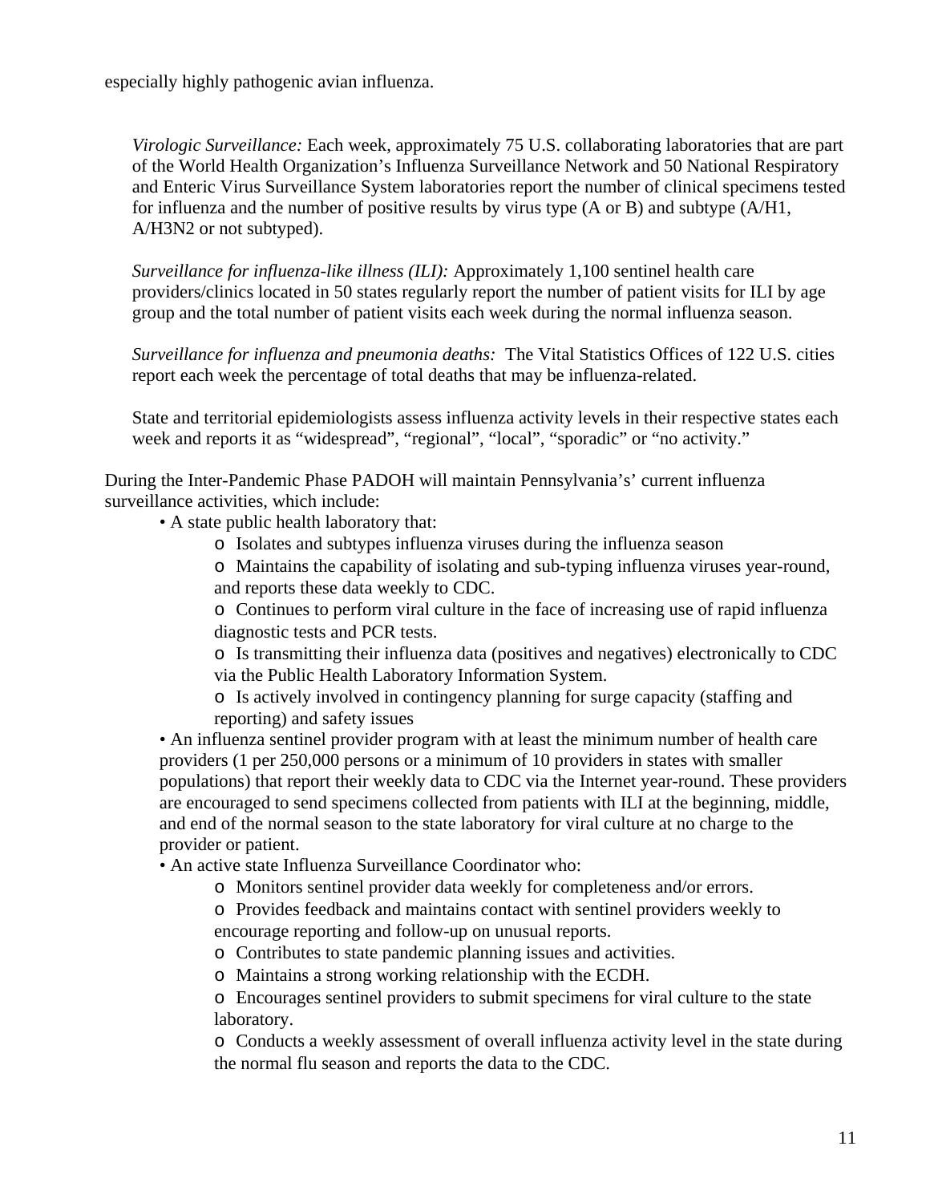especially highly pathogenic avian influenza.

*Virologic Surveillance:* Each week, approximately 75 U.S. collaborating laboratories that are part of the World Health Organization's Influenza Surveillance Network and 50 National Respiratory and Enteric Virus Surveillance System laboratories report the number of clinical specimens tested for influenza and the number of positive results by virus type (A or B) and subtype (A/H1, A/H3N2 or not subtyped).

*Surveillance for influenza-like illness (ILI):* Approximately 1,100 sentinel health care providers/clinics located in 50 states regularly report the number of patient visits for ILI by age group and the total number of patient visits each week during the normal influenza season.

*Surveillance for influenza and pneumonia deaths:* The Vital Statistics Offices of 122 U.S. cities report each week the percentage of total deaths that may be influenza-related.

State and territorial epidemiologists assess influenza activity levels in their respective states each week and reports it as "widespread", "regional", "local", "sporadic" or "no activity."

During the Inter-Pandemic Phase PADOH will maintain Pennsylvania's' current influenza surveillance activities, which include:

- A state public health laboratory that:
  - Isolates and subtypes influenza viruses during the influenza season
  - Maintains the capability of isolating and sub-typing influenza viruses year-round, and reports these data weekly to CDC.
  - Continues to perform viral culture in the face of increasing use of rapid influenza diagnostic tests and PCR tests.
  - Is transmitting their influenza data (positives and negatives) electronically to CDC via the Public Health Laboratory Information System.
  - Is actively involved in contingency planning for surge capacity (staffing and reporting) and safety issues
- An influenza sentinel provider program with at least the minimum number of health care providers (1 per 250,000 persons or a minimum of 10 providers in states with smaller populations) that report their weekly data to CDC via the Internet year-round. These providers are encouraged to send specimens collected from patients with ILI at the beginning, middle, and end of the normal season to the state laboratory for viral culture at no charge to the provider or patient.
- An active state Influenza Surveillance Coordinator who:
  - Monitors sentinel provider data weekly for completeness and/or errors.
  - Provides feedback and maintains contact with sentinel providers weekly to encourage reporting and follow-up on unusual reports.
  - Contributes to state pandemic planning issues and activities.
  - Maintains a strong working relationship with the ECDH.
  - Encourages sentinel providers to submit specimens for viral culture to the state laboratory.
  - Conducts a weekly assessment of overall influenza activity level in the state during the normal flu season and reports the data to the CDC.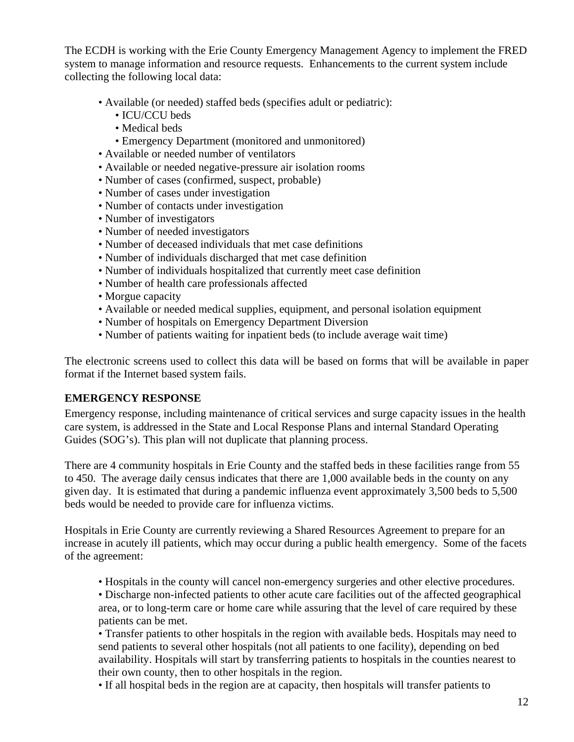The ECDH is working with the Erie County Emergency Management Agency to implement the FRED system to manage information and resource requests. Enhancements to the current system include collecting the following local data:

- Available (or needed) staffed beds (specifies adult or pediatric):
  - ICU/CCU beds
  - Medical beds
  - Emergency Department (monitored and unmonitored)
- Available or needed number of ventilators
- Available or needed negative-pressure air isolation rooms
- Number of cases (confirmed, suspect, probable)
- Number of cases under investigation
- Number of contacts under investigation
- Number of investigators
- Number of needed investigators
- Number of deceased individuals that met case definitions
- Number of individuals discharged that met case definition
- Number of individuals hospitalized that currently meet case definition
- Number of health care professionals affected
- Morgue capacity
- Available or needed medical supplies, equipment, and personal isolation equipment
- Number of hospitals on Emergency Department Diversion
- Number of patients waiting for inpatient beds (to include average wait time)

The electronic screens used to collect this data will be based on forms that will be available in paper format if the Internet based system fails.

## EMERGENCY RESPONSE

Emergency response, including maintenance of critical services and surge capacity issues in the health care system, is addressed in the State and Local Response Plans and internal Standard Operating Guides (SOG's). This plan will not duplicate that planning process.

There are 4 community hospitals in Erie County and the staffed beds in these facilities range from 55 to 450. The average daily census indicates that there are 1,000 available beds in the county on any given day. It is estimated that during a pandemic influenza event approximately 3,500 beds to 5,500 beds would be needed to provide care for influenza victims.

Hospitals in Erie County are currently reviewing a Shared Resources Agreement to prepare for an increase in acutely ill patients, which may occur during a public health emergency. Some of the facets of the agreement:

- Hospitals in the county will cancel non-emergency surgeries and other elective procedures.
- Discharge non-infected patients to other acute care facilities out of the affected geographical area, or to long-term care or home care while assuring that the level of care required by these patients can be met.
- Transfer patients to other hospitals in the region with available beds. Hospitals may need to send patients to several other hospitals (not all patients to one facility), depending on bed availability. Hospitals will start by transferring patients to hospitals in the counties nearest to their own county, then to other hospitals in the region.
- If all hospital beds in the region are at capacity, then hospitals will transfer patients to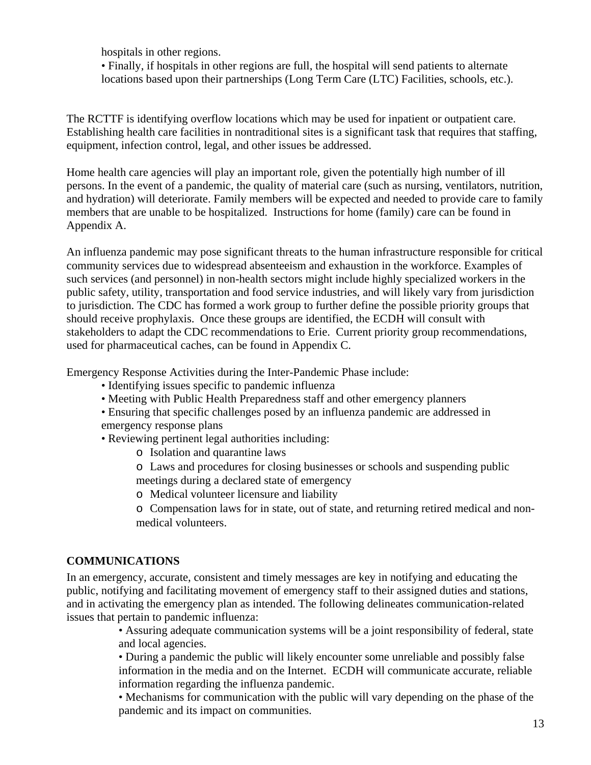hospitals in other regions.

- Finally, if hospitals in other regions are full, the hospital will send patients to alternate locations based upon their partnerships (Long Term Care (LTC) Facilities, schools, etc.).

The RCTTF is identifying overflow locations which may be used for inpatient or outpatient care. Establishing health care facilities in nontraditional sites is a significant task that requires that staffing, equipment, infection control, legal, and other issues be addressed.

Home health care agencies will play an important role, given the potentially high number of ill persons. In the event of a pandemic, the quality of material care (such as nursing, ventilators, nutrition, and hydration) will deteriorate. Family members will be expected and needed to provide care to family members that are unable to be hospitalized. Instructions for home (family) care can be found in Appendix A.

An influenza pandemic may pose significant threats to the human infrastructure responsible for critical community services due to widespread absenteeism and exhaustion in the workforce. Examples of such services (and personnel) in non-health sectors might include highly specialized workers in the public safety, utility, transportation and food service industries, and will likely vary from jurisdiction to jurisdiction. The CDC has formed a work group to further define the possible priority groups that should receive prophylaxis. Once these groups are identified, the ECDH will consult with stakeholders to adapt the CDC recommendations to Erie. Current priority group recommendations, used for pharmaceutical caches, can be found in Appendix C.

Emergency Response Activities during the Inter-Pandemic Phase include:

- Identifying issues specific to pandemic influenza
- Meeting with Public Health Preparedness staff and other emergency planners
- Ensuring that specific challenges posed by an influenza pandemic are addressed in emergency response plans
- Reviewing pertinent legal authorities including:
  - Isolation and quarantine laws
  - Laws and procedures for closing businesses or schools and suspending public meetings during a declared state of emergency
  - Medical volunteer licensure and liability
  - Compensation laws for in state, out of state, and returning retired medical and non-medical volunteers.

## COMMUNICATIONS

In an emergency, accurate, consistent and timely messages are key in notifying and educating the public, notifying and facilitating movement of emergency staff to their assigned duties and stations, and in activating the emergency plan as intended. The following delineates communication-related issues that pertain to pandemic influenza:

- Assuring adequate communication systems will be a joint responsibility of federal, state and local agencies.
- During a pandemic the public will likely encounter some unreliable and possibly false information in the media and on the Internet. ECDH will communicate accurate, reliable information regarding the influenza pandemic.
- Mechanisms for communication with the public will vary depending on the phase of the pandemic and its impact on communities.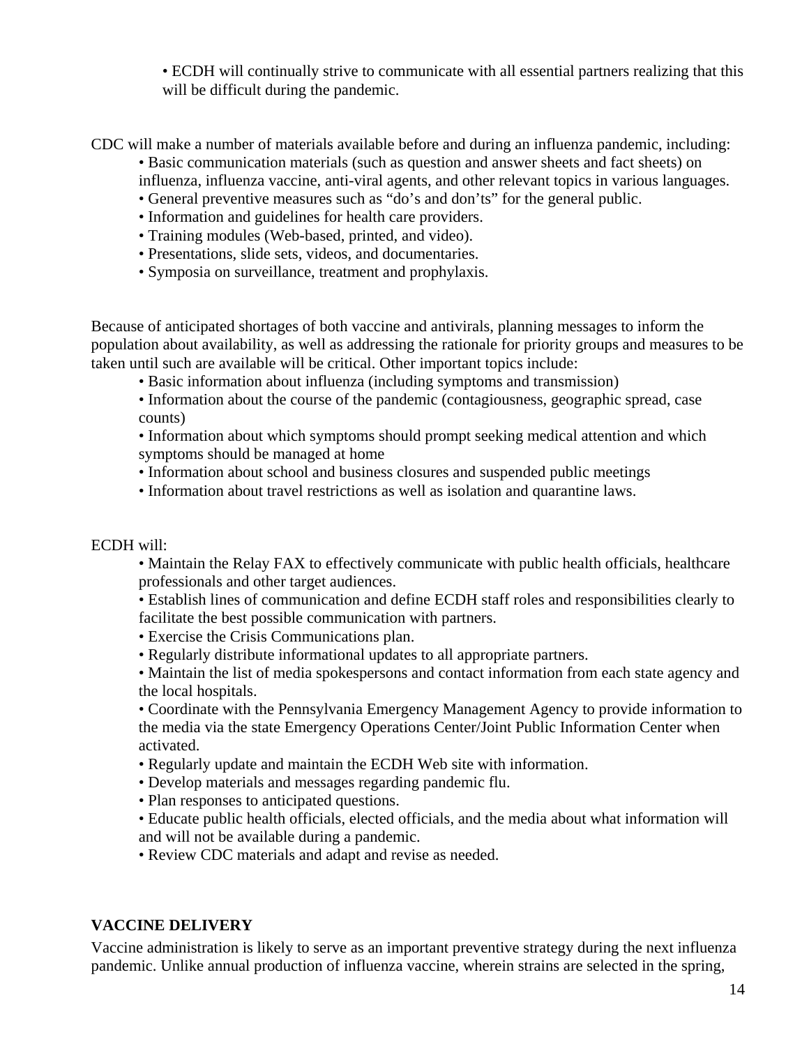- ECDH will continually strive to communicate with all essential partners realizing that this will be difficult during the pandemic.

CDC will make a number of materials available before and during an influenza pandemic, including:

- Basic communication materials (such as question and answer sheets and fact sheets) on influenza, influenza vaccine, anti-viral agents, and other relevant topics in various languages.
- General preventive measures such as “do’s and don’ts” for the general public.
- Information and guidelines for health care providers.
- Training modules (Web-based, printed, and video).
- Presentations, slide sets, videos, and documentaries.
- Symposia on surveillance, treatment and prophylaxis.

Because of anticipated shortages of both vaccine and antivirals, planning messages to inform the population about availability, as well as addressing the rationale for priority groups and measures to be taken until such are available will be critical. Other important topics include:

- Basic information about influenza (including symptoms and transmission)
- Information about the course of the pandemic (contagiousness, geographic spread, case counts)
- Information about which symptoms should prompt seeking medical attention and which symptoms should be managed at home
- Information about school and business closures and suspended public meetings
- Information about travel restrictions as well as isolation and quarantine laws.

ECDH will:

- Maintain the Relay FAX to effectively communicate with public health officials, healthcare professionals and other target audiences.
- Establish lines of communication and define ECDH staff roles and responsibilities clearly to facilitate the best possible communication with partners.
- Exercise the Crisis Communications plan.
- Regularly distribute informational updates to all appropriate partners.
- Maintain the list of media spokespersons and contact information from each state agency and the local hospitals.
- Coordinate with the Pennsylvania Emergency Management Agency to provide information to the media via the state Emergency Operations Center/Joint Public Information Center when activated.
- Regularly update and maintain the ECDH Web site with information.
- Develop materials and messages regarding pandemic flu.
- Plan responses to anticipated questions.
- Educate public health officials, elected officials, and the media about what information will and will not be available during a pandemic.
- Review CDC materials and adapt and revise as needed.

**VACCINE DELIVERY**

Vaccine administration is likely to serve as an important preventive strategy during the next influenza pandemic. Unlike annual production of influenza vaccine, wherein strains are selected in the spring,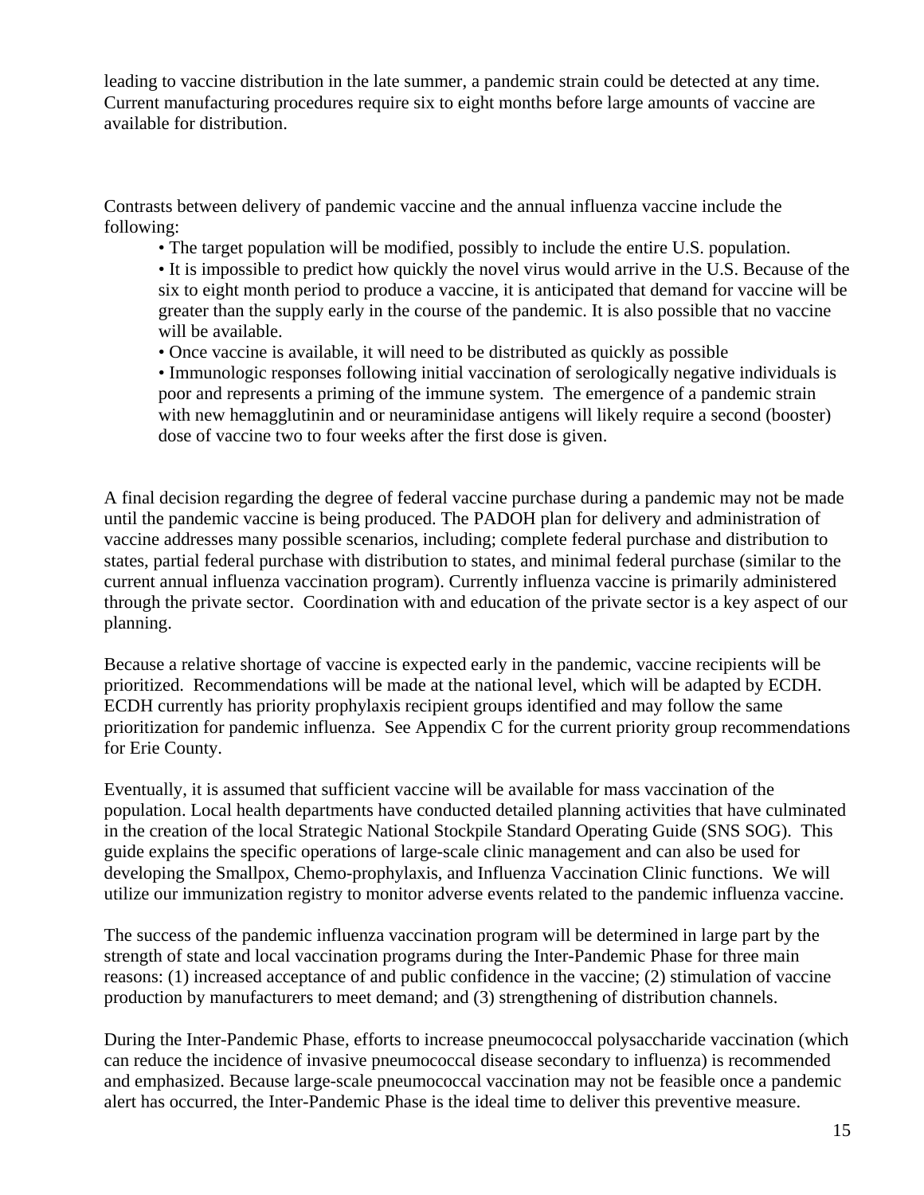leading to vaccine distribution in the late summer, a pandemic strain could be detected at any time. Current manufacturing procedures require six to eight months before large amounts of vaccine are available for distribution.

Contrasts between delivery of pandemic vaccine and the annual influenza vaccine include the following:

- The target population will be modified, possibly to include the entire U.S. population.
- It is impossible to predict how quickly the novel virus would arrive in the U.S. Because of the six to eight month period to produce a vaccine, it is anticipated that demand for vaccine will be greater than the supply early in the course of the pandemic. It is also possible that no vaccine will be available.
- Once vaccine is available, it will need to be distributed as quickly as possible
- Immunologic responses following initial vaccination of serologically negative individuals is poor and represents a priming of the immune system. The emergence of a pandemic strain with new hemagglutinin and or neuraminidase antigens will likely require a second (booster) dose of vaccine two to four weeks after the first dose is given.

A final decision regarding the degree of federal vaccine purchase during a pandemic may not be made until the pandemic vaccine is being produced. The PADOH plan for delivery and administration of vaccine addresses many possible scenarios, including; complete federal purchase and distribution to states, partial federal purchase with distribution to states, and minimal federal purchase (similar to the current annual influenza vaccination program). Currently influenza vaccine is primarily administered through the private sector. Coordination with and education of the private sector is a key aspect of our planning.

Because a relative shortage of vaccine is expected early in the pandemic, vaccine recipients will be prioritized. Recommendations will be made at the national level, which will be adapted by ECDH. ECDH currently has priority prophylaxis recipient groups identified and may follow the same prioritization for pandemic influenza. See Appendix C for the current priority group recommendations for Erie County.

Eventually, it is assumed that sufficient vaccine will be available for mass vaccination of the population. Local health departments have conducted detailed planning activities that have culminated in the creation of the local Strategic National Stockpile Standard Operating Guide (SNS SOG). This guide explains the specific operations of large-scale clinic management and can also be used for developing the Smallpox, Chemo-prophylaxis, and Influenza Vaccination Clinic functions. We will utilize our immunization registry to monitor adverse events related to the pandemic influenza vaccine.

The success of the pandemic influenza vaccination program will be determined in large part by the strength of state and local vaccination programs during the Inter-Pandemic Phase for three main reasons: (1) increased acceptance of and public confidence in the vaccine; (2) stimulation of vaccine production by manufacturers to meet demand; and (3) strengthening of distribution channels.

During the Inter-Pandemic Phase, efforts to increase pneumococcal polysaccharide vaccination (which can reduce the incidence of invasive pneumococcal disease secondary to influenza) is recommended and emphasized. Because large-scale pneumococcal vaccination may not be feasible once a pandemic alert has occurred, the Inter-Pandemic Phase is the ideal time to deliver this preventive measure.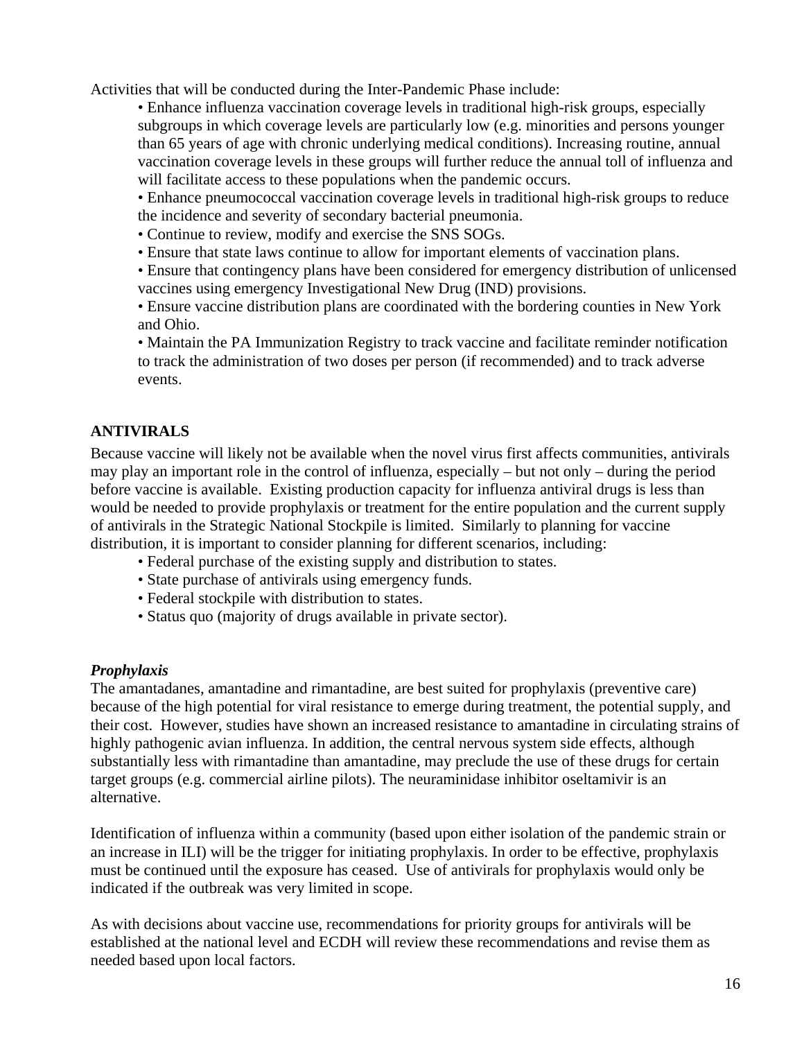Activities that will be conducted during the Inter-Pandemic Phase include:

- Enhance influenza vaccination coverage levels in traditional high-risk groups, especially subgroups in which coverage levels are particularly low (e.g. minorities and persons younger than 65 years of age with chronic underlying medical conditions). Increasing routine, annual vaccination coverage levels in these groups will further reduce the annual toll of influenza and will facilitate access to these populations when the pandemic occurs.
- Enhance pneumococcal vaccination coverage levels in traditional high-risk groups to reduce the incidence and severity of secondary bacterial pneumonia.
- Continue to review, modify and exercise the SNS SOGs.
- Ensure that state laws continue to allow for important elements of vaccination plans.
- Ensure that contingency plans have been considered for emergency distribution of unlicensed vaccines using emergency Investigational New Drug (IND) provisions.
- Ensure vaccine distribution plans are coordinated with the bordering counties in New York and Ohio.
- Maintain the PA Immunization Registry to track vaccine and facilitate reminder notification to track the administration of two doses per person (if recommended) and to track adverse events.

## ANTIVIRALS

Because vaccine will likely not be available when the novel virus first affects communities, antivirals may play an important role in the control of influenza, especially – but not only – during the period before vaccine is available. Existing production capacity for influenza antiviral drugs is less than would be needed to provide prophylaxis or treatment for the entire population and the current supply of antivirals in the Strategic National Stockpile is limited. Similarly to planning for vaccine distribution, it is important to consider planning for different scenarios, including:

- Federal purchase of the existing supply and distribution to states.
- State purchase of antivirals using emergency funds.
- Federal stockpile with distribution to states.
- Status quo (majority of drugs available in private sector).

### *Prophylaxis*

The amantadanes, amantadine and rimantadine, are best suited for prophylaxis (preventive care) because of the high potential for viral resistance to emerge during treatment, the potential supply, and their cost. However, studies have shown an increased resistance to amantadine in circulating strains of highly pathogenic avian influenza. In addition, the central nervous system side effects, although substantially less with rimantadine than amantadine, may preclude the use of these drugs for certain target groups (e.g. commercial airline pilots). The neuraminidase inhibitor oseltamivir is an alternative.

Identification of influenza within a community (based upon either isolation of the pandemic strain or an increase in ILI) will be the trigger for initiating prophylaxis. In order to be effective, prophylaxis must be continued until the exposure has ceased. Use of antivirals for prophylaxis would only be indicated if the outbreak was very limited in scope.

As with decisions about vaccine use, recommendations for priority groups for antivirals will be established at the national level and ECDH will review these recommendations and revise them as needed based upon local factors.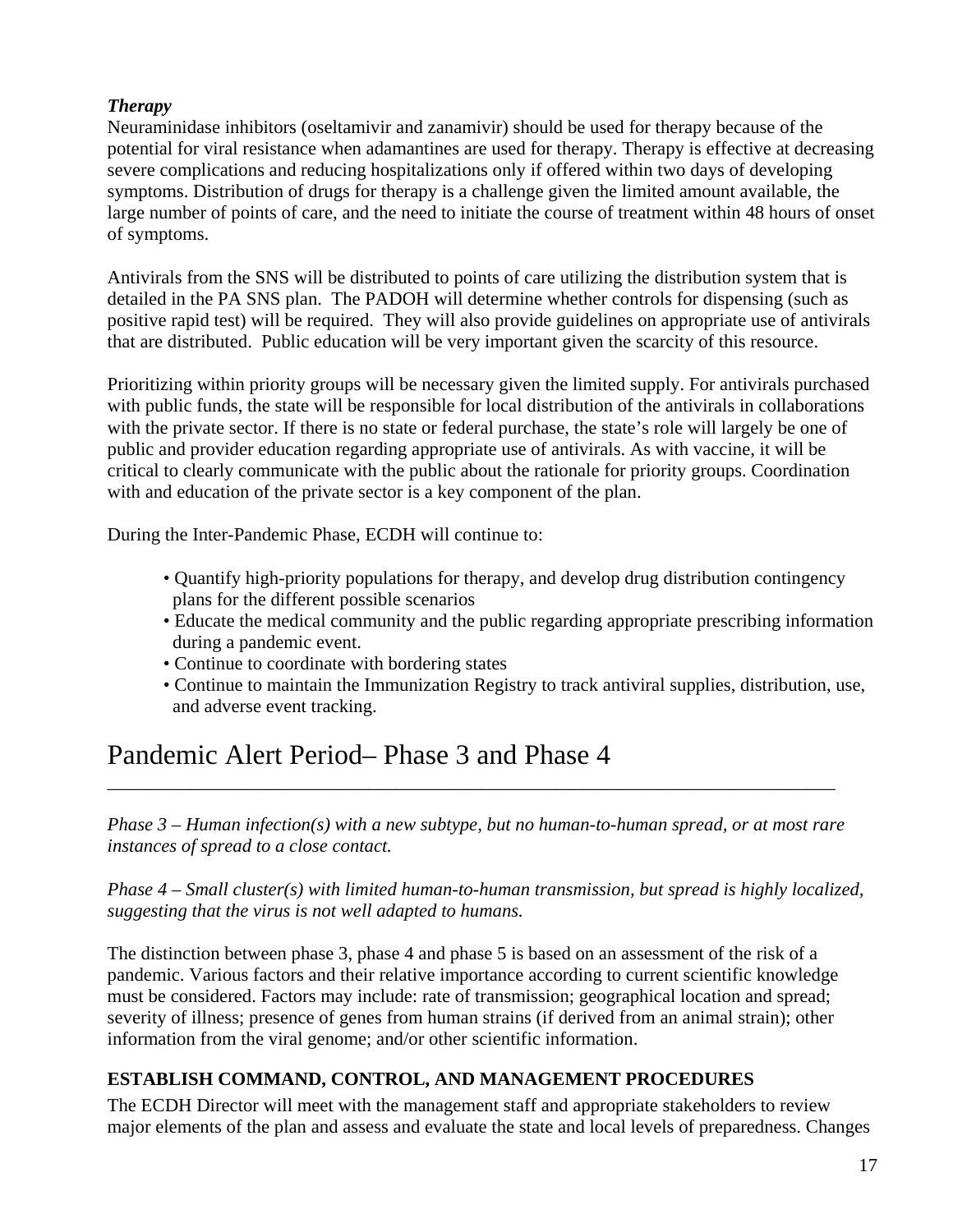***Therapy***

Neuraminidase inhibitors (oseltamivir and zanamivir) should be used for therapy because of the potential for viral resistance when adamantines are used for therapy. Therapy is effective at decreasing severe complications and reducing hospitalizations only if offered within two days of developing symptoms. Distribution of drugs for therapy is a challenge given the limited amount available, the large number of points of care, and the need to initiate the course of treatment within 48 hours of onset of symptoms.

Antivirals from the SNS will be distributed to points of care utilizing the distribution system that is detailed in the PA SNS plan. The PADOH will determine whether controls for dispensing (such as positive rapid test) will be required. They will also provide guidelines on appropriate use of antivirals that are distributed. Public education will be very important given the scarcity of this resource.

Prioritizing within priority groups will be necessary given the limited supply. For antivirals purchased with public funds, the state will be responsible for local distribution of the antivirals in collaborations with the private sector. If there is no state or federal purchase, the state's role will largely be one of public and provider education regarding appropriate use of antivirals. As with vaccine, it will be critical to clearly communicate with the public about the rationale for priority groups. Coordination with and education of the private sector is a key component of the plan.

During the Inter-Pandemic Phase, ECDH will continue to:

- Quantify high-priority populations for therapy, and develop drug distribution contingency plans for the different possible scenarios
- Educate the medical community and the public regarding appropriate prescribing information during a pandemic event.
- Continue to coordinate with bordering states
- Continue to maintain the Immunization Registry to track antiviral supplies, distribution, use, and adverse event tracking.

# Pandemic Alert Period– Phase 3 and Phase 4

*Phase 3 – Human infection(s) with a new subtype, but no human-to-human spread, or at most rare instances of spread to a close contact.*

*Phase 4 – Small cluster(s) with limited human-to-human transmission, but spread is highly localized, suggesting that the virus is not well adapted to humans.*

The distinction between phase 3, phase 4 and phase 5 is based on an assessment of the risk of a pandemic. Various factors and their relative importance according to current scientific knowledge must be considered. Factors may include: rate of transmission; geographical location and spread; severity of illness; presence of genes from human strains (if derived from an animal strain); other information from the viral genome; and/or other scientific information.

## ESTABLISH COMMAND, CONTROL, AND MANAGEMENT PROCEDURES

The ECDH Director will meet with the management staff and appropriate stakeholders to review major elements of the plan and assess and evaluate the state and local levels of preparedness. Changes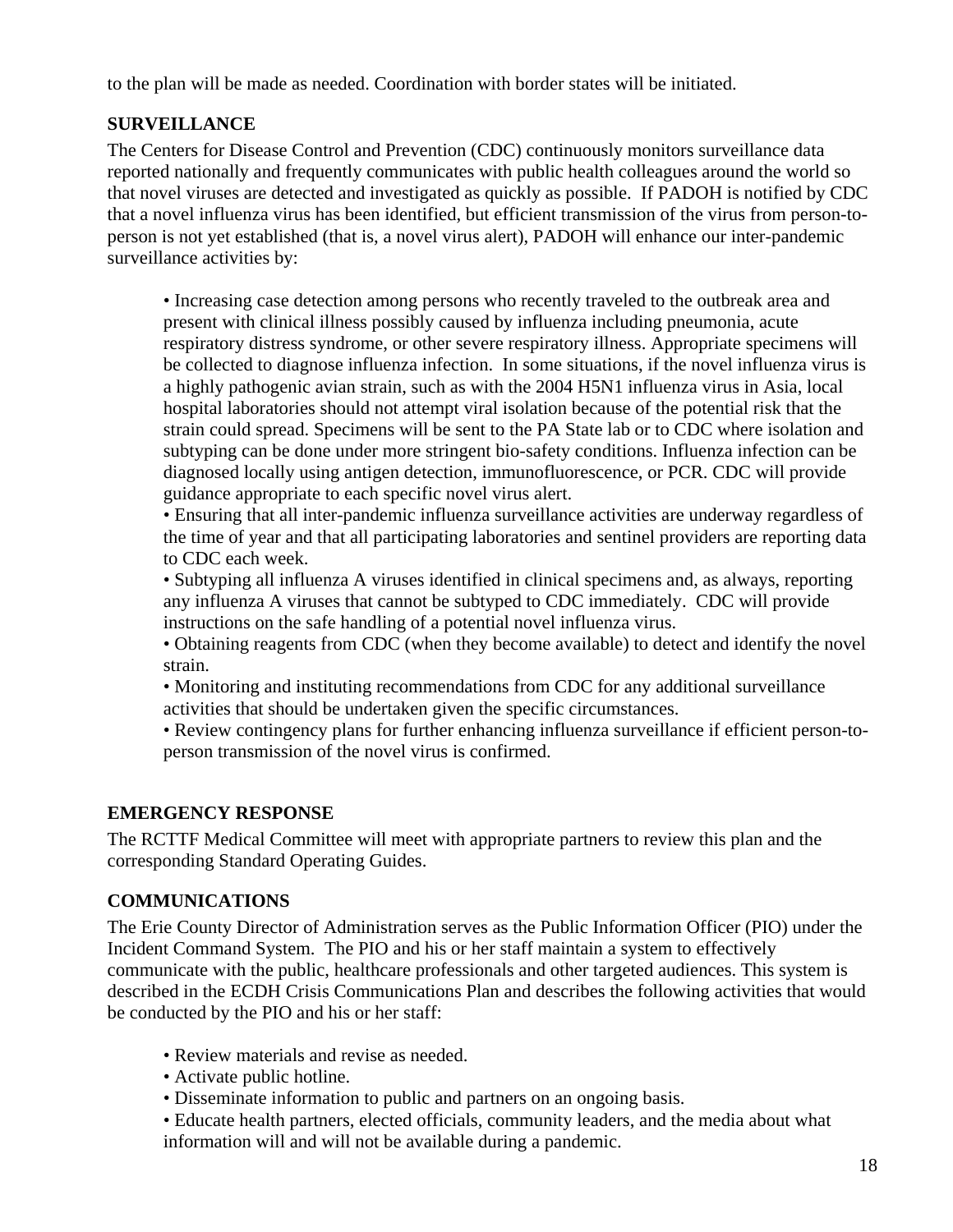to the plan will be made as needed. Coordination with border states will be initiated.

**SURVEILLANCE**

The Centers for Disease Control and Prevention (CDC) continuously monitors surveillance data reported nationally and frequently communicates with public health colleagues around the world so that novel viruses are detected and investigated as quickly as possible. If PADOH is notified by CDC that a novel influenza virus has been identified, but efficient transmission of the virus from person-to-person is not yet established (that is, a novel virus alert), PADOH will enhance our inter-pandemic surveillance activities by:

- Increasing case detection among persons who recently traveled to the outbreak area and present with clinical illness possibly caused by influenza including pneumonia, acute respiratory distress syndrome, or other severe respiratory illness. Appropriate specimens will be collected to diagnose influenza infection. In some situations, if the novel influenza virus is a highly pathogenic avian strain, such as with the 2004 H5N1 influenza virus in Asia, local hospital laboratories should not attempt viral isolation because of the potential risk that the strain could spread. Specimens will be sent to the PA State lab or to CDC where isolation and subtyping can be done under more stringent bio-safety conditions. Influenza infection can be diagnosed locally using antigen detection, immunofluorescence, or PCR. CDC will provide guidance appropriate to each specific novel virus alert.
- Ensuring that all inter-pandemic influenza surveillance activities are underway regardless of the time of year and that all participating laboratories and sentinel providers are reporting data to CDC each week.
- Subtyping all influenza A viruses identified in clinical specimens and, as always, reporting any influenza A viruses that cannot be subtyped to CDC immediately. CDC will provide instructions on the safe handling of a potential novel influenza virus.
- Obtaining reagents from CDC (when they become available) to detect and identify the novel strain.
- Monitoring and instituting recommendations from CDC for any additional surveillance activities that should be undertaken given the specific circumstances.
- Review contingency plans for further enhancing influenza surveillance if efficient person-to-person transmission of the novel virus is confirmed.

**EMERGENCY RESPONSE**

The RCTTF Medical Committee will meet with appropriate partners to review this plan and the corresponding Standard Operating Guides.

**COMMUNICATIONS**

The Erie County Director of Administration serves as the Public Information Officer (PIO) under the Incident Command System. The PIO and his or her staff maintain a system to effectively communicate with the public, healthcare professionals and other targeted audiences. This system is described in the ECDH Crisis Communications Plan and describes the following activities that would be conducted by the PIO and his or her staff:

- Review materials and revise as needed.
- Activate public hotline.
- Disseminate information to public and partners on an ongoing basis.
- Educate health partners, elected officials, community leaders, and the media about what information will and will not be available during a pandemic.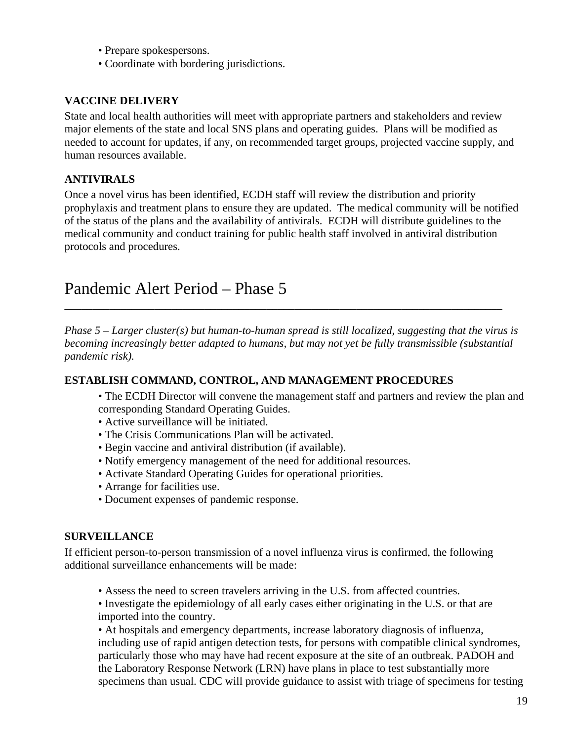- Prepare spokespersons.
- Coordinate with bordering jurisdictions.

### VACCINE DELIVERY

State and local health authorities will meet with appropriate partners and stakeholders and review major elements of the state and local SNS plans and operating guides. Plans will be modified as needed to account for updates, if any, on recommended target groups, projected vaccine supply, and human resources available.

### ANTIVIRALS

Once a novel virus has been identified, ECDH staff will review the distribution and priority prophylaxis and treatment plans to ensure they are updated. The medical community will be notified of the status of the plans and the availability of antivirals. ECDH will distribute guidelines to the medical community and conduct training for public health staff involved in antiviral distribution protocols and procedures.

## Pandemic Alert Period – Phase 5

*Phase 5 – Larger cluster(s) but human-to-human spread is still localized, suggesting that the virus is becoming increasingly better adapted to humans, but may not yet be fully transmissible (substantial pandemic risk).*

### ESTABLISH COMMAND, CONTROL, AND MANAGEMENT PROCEDURES

- The ECDH Director will convene the management staff and partners and review the plan and corresponding Standard Operating Guides.
- Active surveillance will be initiated.
- The Crisis Communications Plan will be activated.
- Begin vaccine and antiviral distribution (if available).
- Notify emergency management of the need for additional resources.
- Activate Standard Operating Guides for operational priorities.
- Arrange for facilities use.
- Document expenses of pandemic response.

### SURVEILLANCE

If efficient person-to-person transmission of a novel influenza virus is confirmed, the following additional surveillance enhancements will be made:

- Assess the need to screen travelers arriving in the U.S. from affected countries.
- Investigate the epidemiology of all early cases either originating in the U.S. or that are imported into the country.
- At hospitals and emergency departments, increase laboratory diagnosis of influenza, including use of rapid antigen detection tests, for persons with compatible clinical syndromes, particularly those who may have had recent exposure at the site of an outbreak. PADOH and the Laboratory Response Network (LRN) have plans in place to test substantially more specimens than usual. CDC will provide guidance to assist with triage of specimens for testing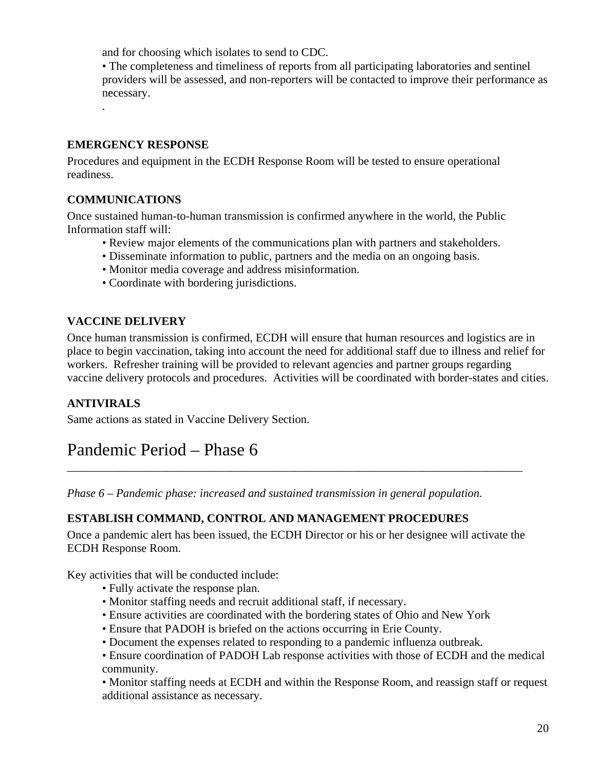and for choosing which isolates to send to CDC.

• The completeness and timeliness of reports from all participating laboratories and sentinel providers will be assessed, and non-reporters will be contacted to improve their performance as necessary.

.

**EMERGENCY RESPONSE**

Procedures and equipment in the ECDH Response Room will be tested to ensure operational readiness.

**COMMUNICATIONS**

Once sustained human-to-human transmission is confirmed anywhere in the world, the Public Information staff will:

- Review major elements of the communications plan with partners and stakeholders.
- Disseminate information to public, partners and the media on an ongoing basis.
- Monitor media coverage and address misinformation.
- Coordinate with bordering jurisdictions.

**VACCINE DELIVERY**

Once human transmission is confirmed, ECDH will ensure that human resources and logistics are in place to begin vaccination, taking into account the need for additional staff due to illness and relief for workers. Refresher training will be provided to relevant agencies and partner groups regarding vaccine delivery protocols and procedures. Activities will be coordinated with border-states and cities.

**ANTIVIRALS**

Same actions as stated in Vaccine Delivery Section.

# Pandemic Period – Phase 6

*Phase 6 – Pandemic phase: increased and sustained transmission in general population.*

**ESTABLISH COMMAND, CONTROL AND MANAGEMENT PROCEDURES**

Once a pandemic alert has been issued, the ECDH Director or his or her designee will activate the ECDH Response Room.

Key activities that will be conducted include:

- Fully activate the response plan.
- Monitor staffing needs and recruit additional staff, if necessary.
- Ensure activities are coordinated with the bordering states of Ohio and New York
- Ensure that PADOH is briefed on the actions occurring in Erie County.
- Document the expenses related to responding to a pandemic influenza outbreak.
- Ensure coordination of PADOH Lab response activities with those of ECDH and the medical community.
- Monitor staffing needs at ECDH and within the Response Room, and reassign staff or request additional assistance as necessary.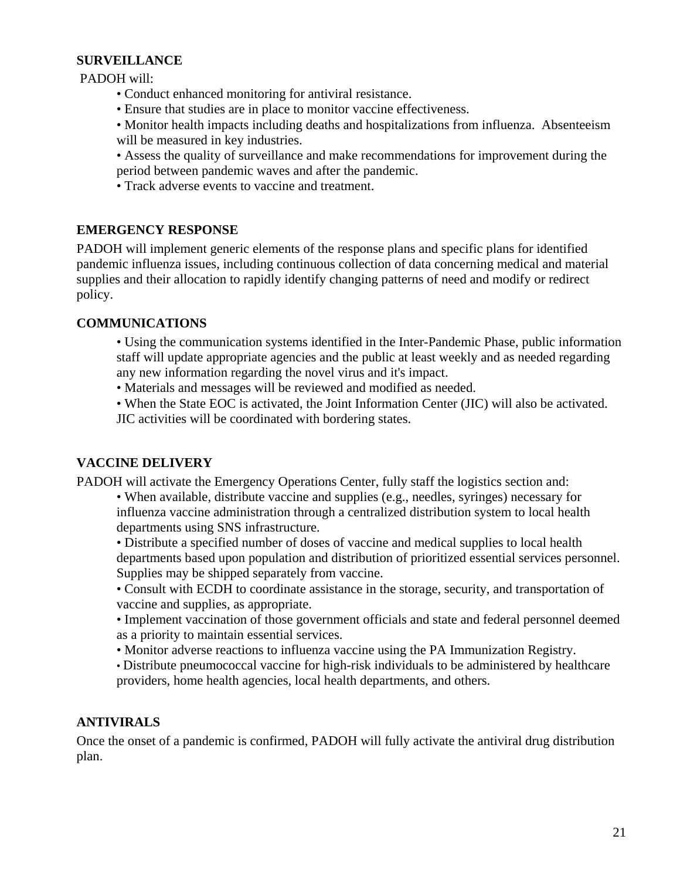**SURVEILLANCE**

PADOH will:

- Conduct enhanced monitoring for antiviral resistance.
- Ensure that studies are in place to monitor vaccine effectiveness.
- Monitor health impacts including deaths and hospitalizations from influenza. Absenteeism will be measured in key industries.
- Assess the quality of surveillance and make recommendations for improvement during the period between pandemic waves and after the pandemic.
- Track adverse events to vaccine and treatment.

**EMERGENCY RESPONSE**

PADOH will implement generic elements of the response plans and specific plans for identified pandemic influenza issues, including continuous collection of data concerning medical and material supplies and their allocation to rapidly identify changing patterns of need and modify or redirect policy.

**COMMUNICATIONS**

- Using the communication systems identified in the Inter-Pandemic Phase, public information staff will update appropriate agencies and the public at least weekly and as needed regarding any new information regarding the novel virus and it's impact.
- Materials and messages will be reviewed and modified as needed.
- When the State EOC is activated, the Joint Information Center (JIC) will also be activated. JIC activities will be coordinated with bordering states.

**VACCINE DELIVERY**

PADOH will activate the Emergency Operations Center, fully staff the logistics section and:

- When available, distribute vaccine and supplies (e.g., needles, syringes) necessary for influenza vaccine administration through a centralized distribution system to local health departments using SNS infrastructure.
- Distribute a specified number of doses of vaccine and medical supplies to local health departments based upon population and distribution of prioritized essential services personnel. Supplies may be shipped separately from vaccine.
- Consult with ECDH to coordinate assistance in the storage, security, and transportation of vaccine and supplies, as appropriate.
- Implement vaccination of those government officials and state and federal personnel deemed as a priority to maintain essential services.
- Monitor adverse reactions to influenza vaccine using the PA Immunization Registry.
- Distribute pneumococcal vaccine for high-risk individuals to be administered by healthcare providers, home health agencies, local health departments, and others.

**ANTIVIRALS**

Once the onset of a pandemic is confirmed, PADOH will fully activate the antiviral drug distribution plan.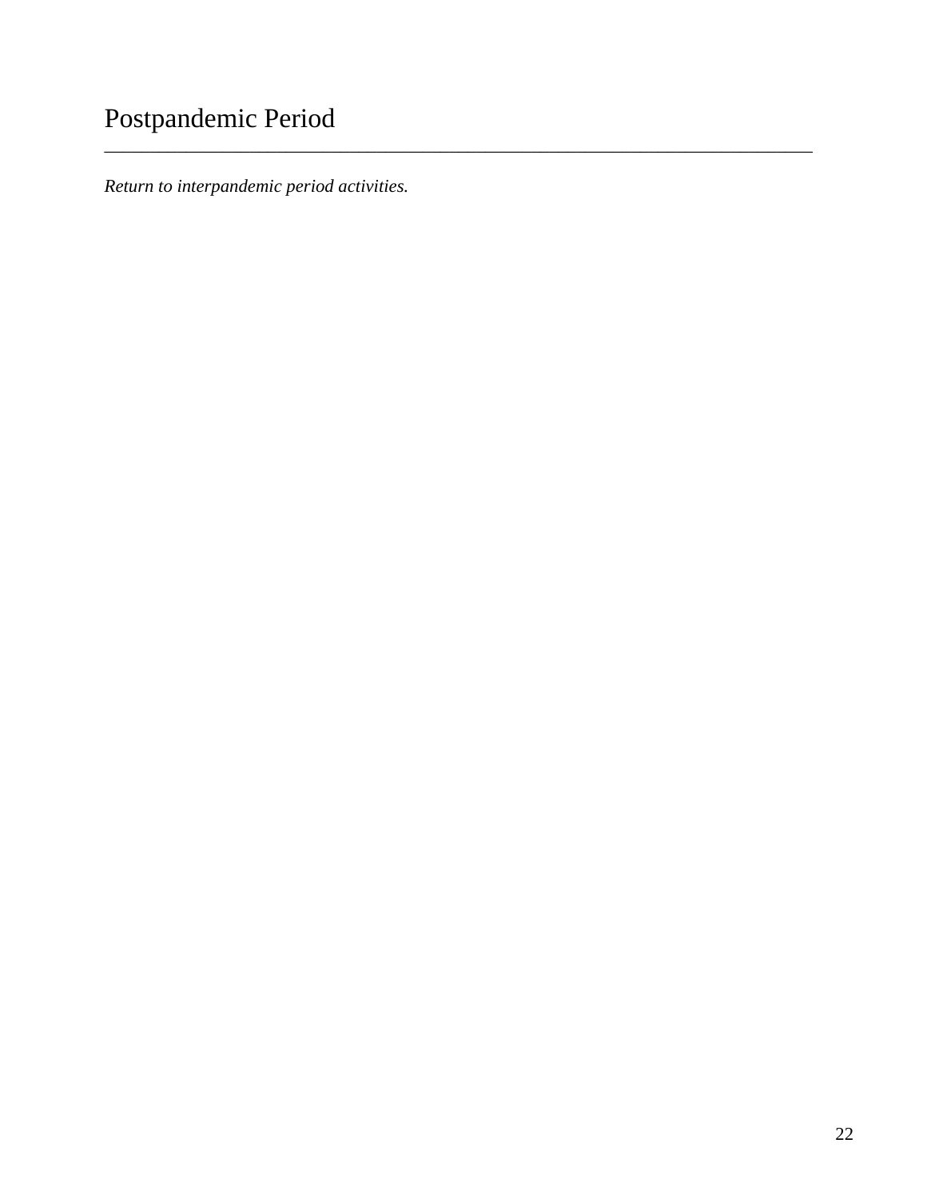# Postpandemic Period

*Return to interpandemic period activities.*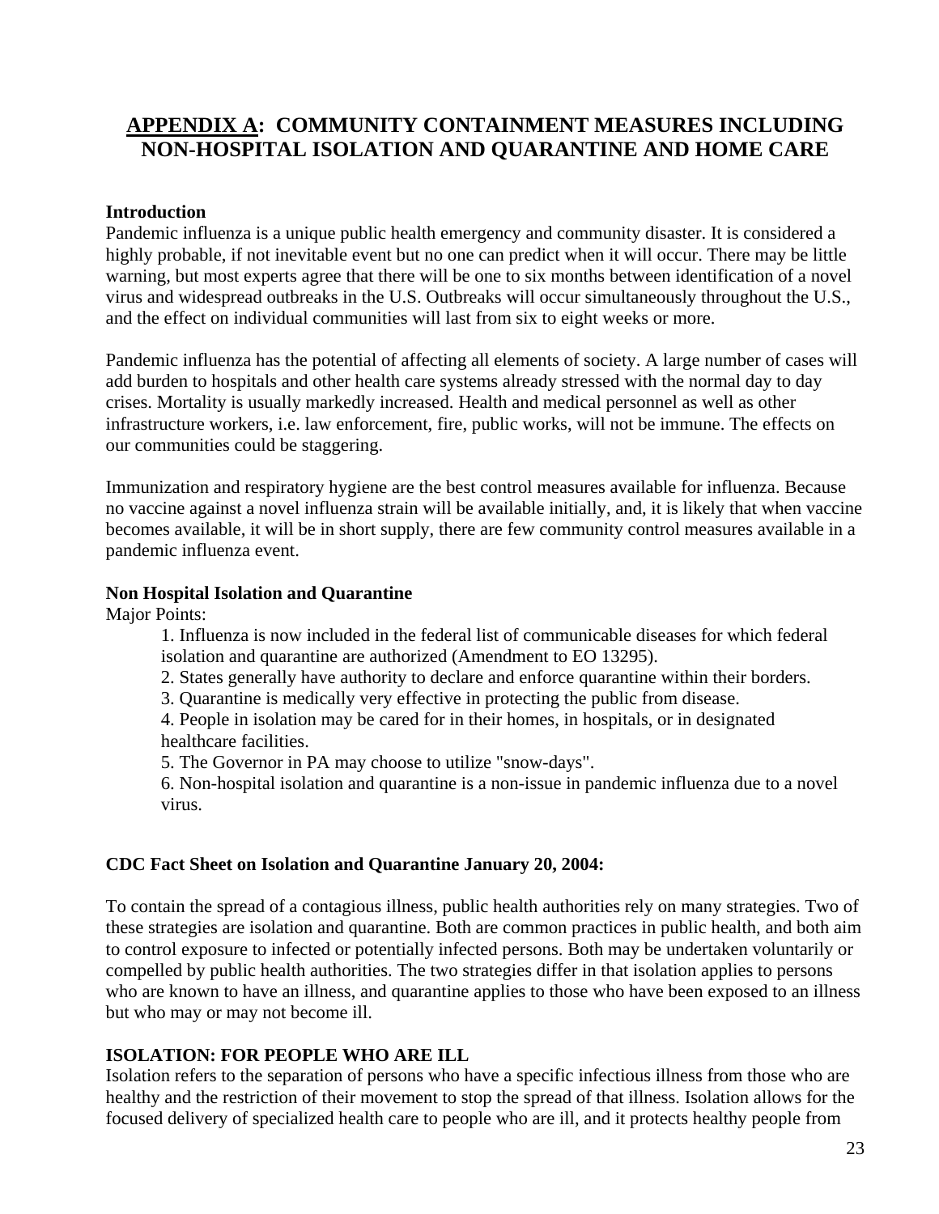# APPENDIX A: COMMUNITY CONTAINMENT MEASURES INCLUDING NON-HOSPITAL ISOLATION AND QUARANTINE AND HOME CARE

**Introduction**

Pandemic influenza is a unique public health emergency and community disaster. It is considered a highly probable, if not inevitable event but no one can predict when it will occur. There may be little warning, but most experts agree that there will be one to six months between identification of a novel virus and widespread outbreaks in the U.S. Outbreaks will occur simultaneously throughout the U.S., and the effect on individual communities will last from six to eight weeks or more.

Pandemic influenza has the potential of affecting all elements of society. A large number of cases will add burden to hospitals and other health care systems already stressed with the normal day to day crises. Mortality is usually markedly increased. Health and medical personnel as well as other infrastructure workers, i.e. law enforcement, fire, public works, will not be immune. The effects on our communities could be staggering.

Immunization and respiratory hygiene are the best control measures available for influenza. Because no vaccine against a novel influenza strain will be available initially, and, it is likely that when vaccine becomes available, it will be in short supply, there are few community control measures available in a pandemic influenza event.

**Non Hospital Isolation and Quarantine**

Major Points:

1. Influenza is now included in the federal list of communicable diseases for which federal isolation and quarantine are authorized (Amendment to EO 13295).
2. States generally have authority to declare and enforce quarantine within their borders.
3. Quarantine is medically very effective in protecting the public from disease.
4. People in isolation may be cared for in their homes, in hospitals, or in designated healthcare facilities.
5. The Governor in PA may choose to utilize "snow-days".
6. Non-hospital isolation and quarantine is a non-issue in pandemic influenza due to a novel virus.

**CDC Fact Sheet on Isolation and Quarantine January 20, 2004:**

To contain the spread of a contagious illness, public health authorities rely on many strategies. Two of these strategies are isolation and quarantine. Both are common practices in public health, and both aim to control exposure to infected or potentially infected persons. Both may be undertaken voluntarily or compelled by public health authorities. The two strategies differ in that isolation applies to persons who are known to have an illness, and quarantine applies to those who have been exposed to an illness but who may or may not become ill.

**ISOLATION: FOR PEOPLE WHO ARE ILL**

Isolation refers to the separation of persons who have a specific infectious illness from those who are healthy and the restriction of their movement to stop the spread of that illness. Isolation allows for the focused delivery of specialized health care to people who are ill, and it protects healthy people from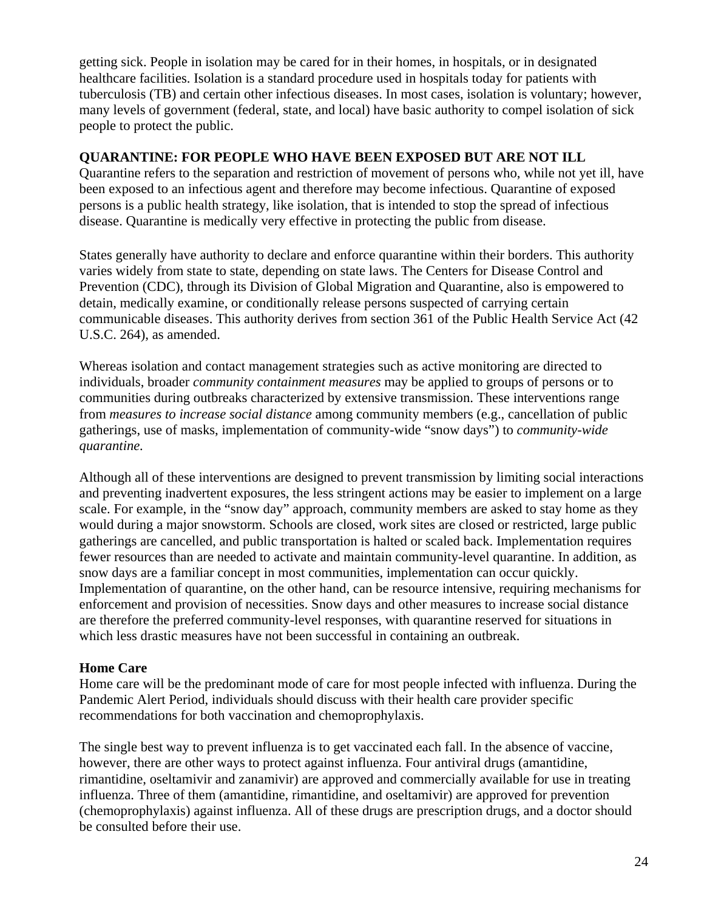getting sick. People in isolation may be cared for in their homes, in hospitals, or in designated healthcare facilities. Isolation is a standard procedure used in hospitals today for patients with tuberculosis (TB) and certain other infectious diseases. In most cases, isolation is voluntary; however, many levels of government (federal, state, and local) have basic authority to compel isolation of sick people to protect the public.

**QUARANTINE: FOR PEOPLE WHO HAVE BEEN EXPOSED BUT ARE NOT ILL**

Quarantine refers to the separation and restriction of movement of persons who, while not yet ill, have been exposed to an infectious agent and therefore may become infectious. Quarantine of exposed persons is a public health strategy, like isolation, that is intended to stop the spread of infectious disease. Quarantine is medically very effective in protecting the public from disease.

States generally have authority to declare and enforce quarantine within their borders. This authority varies widely from state to state, depending on state laws. The Centers for Disease Control and Prevention (CDC), through its Division of Global Migration and Quarantine, also is empowered to detain, medically examine, or conditionally release persons suspected of carrying certain communicable diseases. This authority derives from section 361 of the Public Health Service Act (42 U.S.C. 264), as amended.

Whereas isolation and contact management strategies such as active monitoring are directed to individuals, broader *community containment measures* may be applied to groups of persons or to communities during outbreaks characterized by extensive transmission. These interventions range from *measures to increase social distance* among community members (e.g., cancellation of public gatherings, use of masks, implementation of community-wide "snow days") to *community-wide quarantine.*

Although all of these interventions are designed to prevent transmission by limiting social interactions and preventing inadvertent exposures, the less stringent actions may be easier to implement on a large scale. For example, in the "snow day" approach, community members are asked to stay home as they would during a major snowstorm. Schools are closed, work sites are closed or restricted, large public gatherings are cancelled, and public transportation is halted or scaled back. Implementation requires fewer resources than are needed to activate and maintain community-level quarantine. In addition, as snow days are a familiar concept in most communities, implementation can occur quickly. Implementation of quarantine, on the other hand, can be resource intensive, requiring mechanisms for enforcement and provision of necessities. Snow days and other measures to increase social distance are therefore the preferred community-level responses, with quarantine reserved for situations in which less drastic measures have not been successful in containing an outbreak.

**Home Care**

Home care will be the predominant mode of care for most people infected with influenza. During the Pandemic Alert Period, individuals should discuss with their health care provider specific recommendations for both vaccination and chemoprophylaxis.

The single best way to prevent influenza is to get vaccinated each fall. In the absence of vaccine, however, there are other ways to protect against influenza. Four antiviral drugs (amantidine, rimantidine, oseltamivir and zanamivir) are approved and commercially available for use in treating influenza. Three of them (amantidine, rimantidine, and oseltamivir) are approved for prevention (chemoprophylaxis) against influenza. All of these drugs are prescription drugs, and a doctor should be consulted before their use.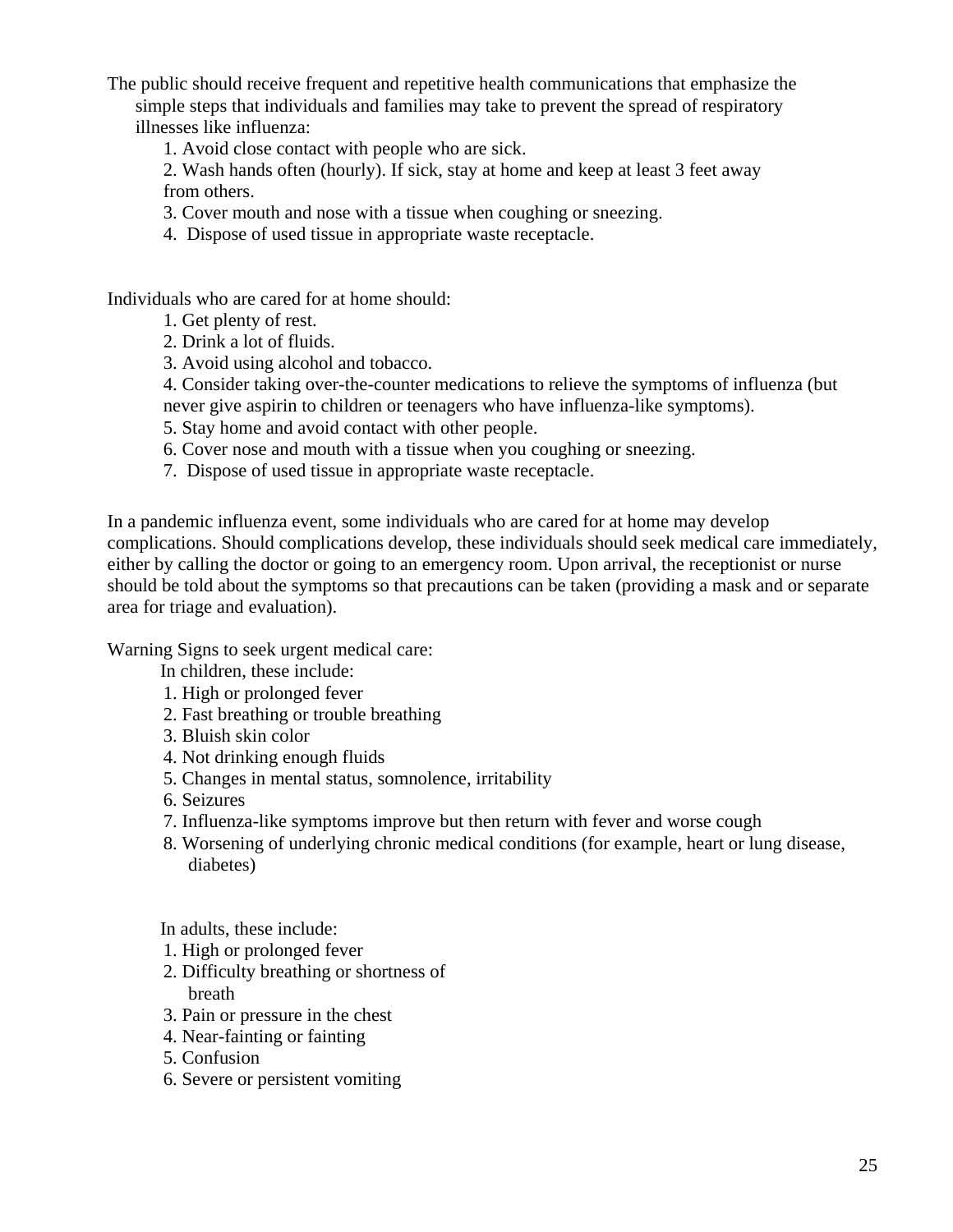The public should receive frequent and repetitive health communications that emphasize the simple steps that individuals and families may take to prevent the spread of respiratory illnesses like influenza:

1. Avoid close contact with people who are sick.
2. Wash hands often (hourly). If sick, stay at home and keep at least 3 feet away from others.
3. Cover mouth and nose with a tissue when coughing or sneezing.
4. Dispose of used tissue in appropriate waste receptacle.

Individuals who are cared for at home should:

1. Get plenty of rest.
2. Drink a lot of fluids.
3. Avoid using alcohol and tobacco.
4. Consider taking over-the-counter medications to relieve the symptoms of influenza (but never give aspirin to children or teenagers who have influenza-like symptoms).
5. Stay home and avoid contact with other people.
6. Cover nose and mouth with a tissue when you coughing or sneezing.
7. Dispose of used tissue in appropriate waste receptacle.

In a pandemic influenza event, some individuals who are cared for at home may develop complications. Should complications develop, these individuals should seek medical care immediately, either by calling the doctor or going to an emergency room. Upon arrival, the receptionist or nurse should be told about the symptoms so that precautions can be taken (providing a mask and or separate area for triage and evaluation).

Warning Signs to seek urgent medical care:

In children, these include:

1. High or prolonged fever
2. Fast breathing or trouble breathing
3. Bluish skin color
4. Not drinking enough fluids
5. Changes in mental status, somnolence, irritability
6. Seizures
7. Influenza-like symptoms improve but then return with fever and worse cough
8. Worsening of underlying chronic medical conditions (for example, heart or lung disease, diabetes)

In adults, these include:

1. High or prolonged fever
2. Difficulty breathing or shortness of breath
3. Pain or pressure in the chest
4. Near-fainting or fainting
5. Confusion
6. Severe or persistent vomiting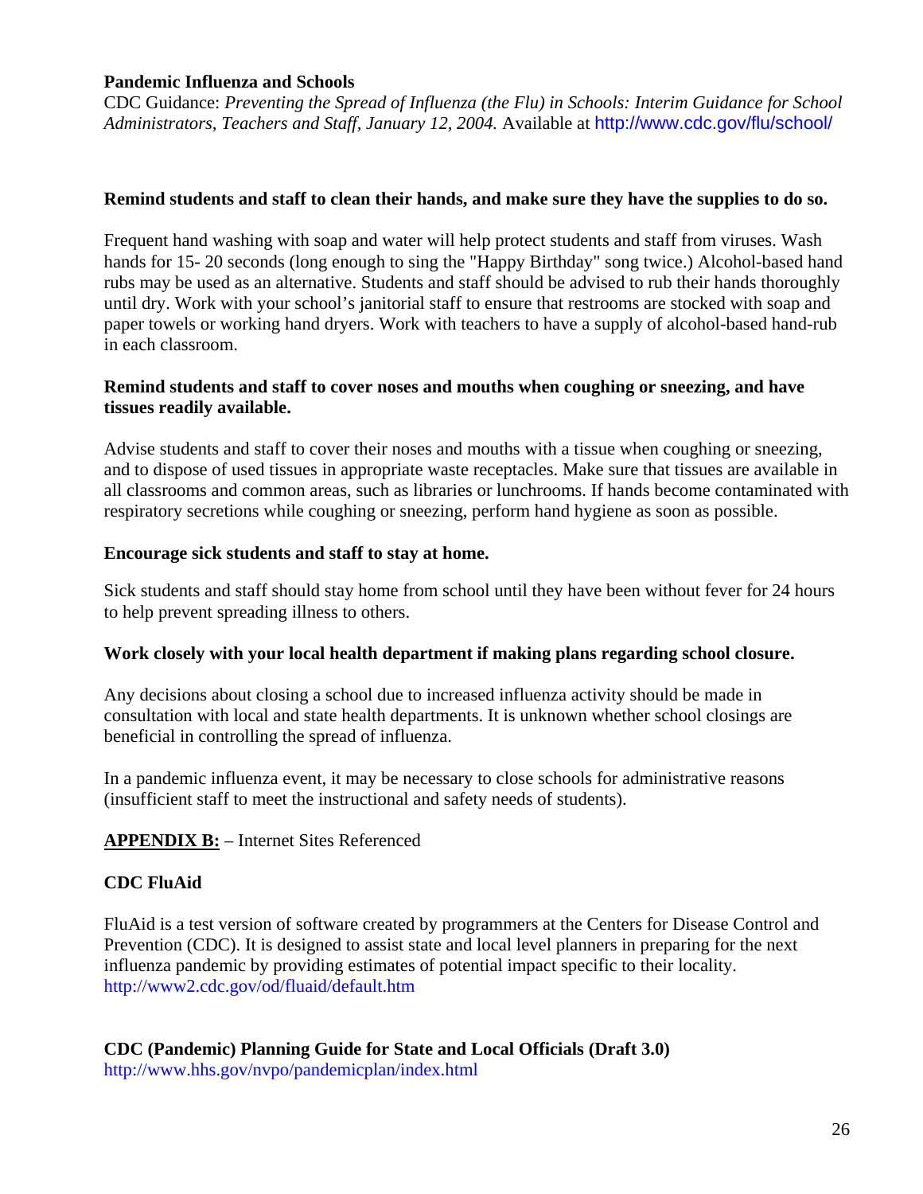**Pandemic Influenza and Schools**

CDC Guidance: *Preventing the Spread of Influenza (the Flu) in Schools: Interim Guidance for School Administrators, Teachers and Staff, January 12, 2004.* Available at http://www.cdc.gov/flu/school/

**Remind students and staff to clean their hands, and make sure they have the supplies to do so.**

Frequent hand washing with soap and water will help protect students and staff from viruses. Wash hands for 15- 20 seconds (long enough to sing the "Happy Birthday" song twice.) Alcohol-based hand rubs may be used as an alternative. Students and staff should be advised to rub their hands thoroughly until dry. Work with your school's janitorial staff to ensure that restrooms are stocked with soap and paper towels or working hand dryers. Work with teachers to have a supply of alcohol-based hand-rub in each classroom.

**Remind students and staff to cover noses and mouths when coughing or sneezing, and have tissues readily available.**

Advise students and staff to cover their noses and mouths with a tissue when coughing or sneezing, and to dispose of used tissues in appropriate waste receptacles. Make sure that tissues are available in all classrooms and common areas, such as libraries or lunchrooms. If hands become contaminated with respiratory secretions while coughing or sneezing, perform hand hygiene as soon as possible.

**Encourage sick students and staff to stay at home.**

Sick students and staff should stay home from school until they have been without fever for 24 hours to help prevent spreading illness to others.

**Work closely with your local health department if making plans regarding school closure.**

Any decisions about closing a school due to increased influenza activity should be made in consultation with local and state health departments. It is unknown whether school closings are beneficial in controlling the spread of influenza.

In a pandemic influenza event, it may be necessary to close schools for administrative reasons (insufficient staff to meet the instructional and safety needs of students).

**APPENDIX B:** – Internet Sites Referenced

**CDC FluAid**

FluAid is a test version of software created by programmers at the Centers for Disease Control and Prevention (CDC). It is designed to assist state and local level planners in preparing for the next influenza pandemic by providing estimates of potential impact specific to their locality.
http://www2.cdc.gov/od/fluaid/default.htm

**CDC (Pandemic) Planning Guide for State and Local Officials (Draft 3.0)**
http://www.hhs.gov/nvpo/pandemicplan/index.html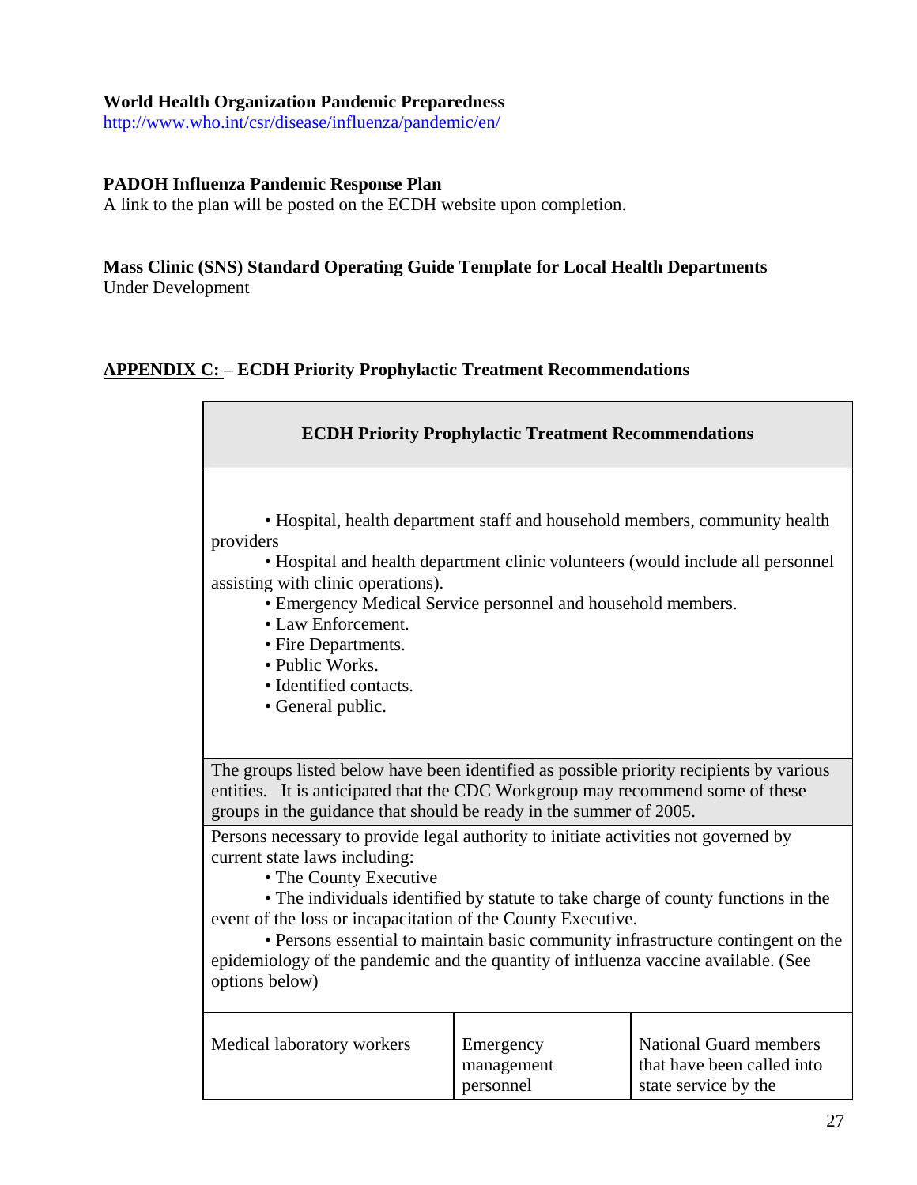**World Health Organization Pandemic Preparedness**
http://www.who.int/csr/disease/influenza/pandemic/en/

**PADOH Influenza Pandemic Response Plan**
A link to the plan will be posted on the ECDH website upon completion.

**Mass Clinic (SNS) Standard Operating Guide Template for Local Health Departments**
Under Development

## APPENDIX C: – ECDH Priority Prophylactic Treatment Recommendations

| **ECDH Priority Prophylactic Treatment Recommendations** | | |
|---|---|---|
| • Hospital, health department staff and household members, community health providers<br>• Hospital and health department clinic volunteers (would include all personnel assisting with clinic operations).<br>• Emergency Medical Service personnel and household members.<br>• Law Enforcement.<br>• Fire Departments.<br>• Public Works.<br>• Identified contacts.<br>• General public. | | |
| The groups listed below have been identified as possible priority recipients by various entities. It is anticipated that the CDC Workgroup may recommend some of these groups in the guidance that should be ready in the summer of 2005. | | |
| Persons necessary to provide legal authority to initiate activities not governed by current state laws including:<br>• The County Executive<br>• The individuals identified by statute to take charge of county functions in the event of the loss or incapacitation of the County Executive.<br>• Persons essential to maintain basic community infrastructure contingent on the epidemiology of the pandemic and the quantity of influenza vaccine available. (See options below) | | |
| Medical laboratory workers | Emergency management personnel | National Guard members that have been called into state service by the |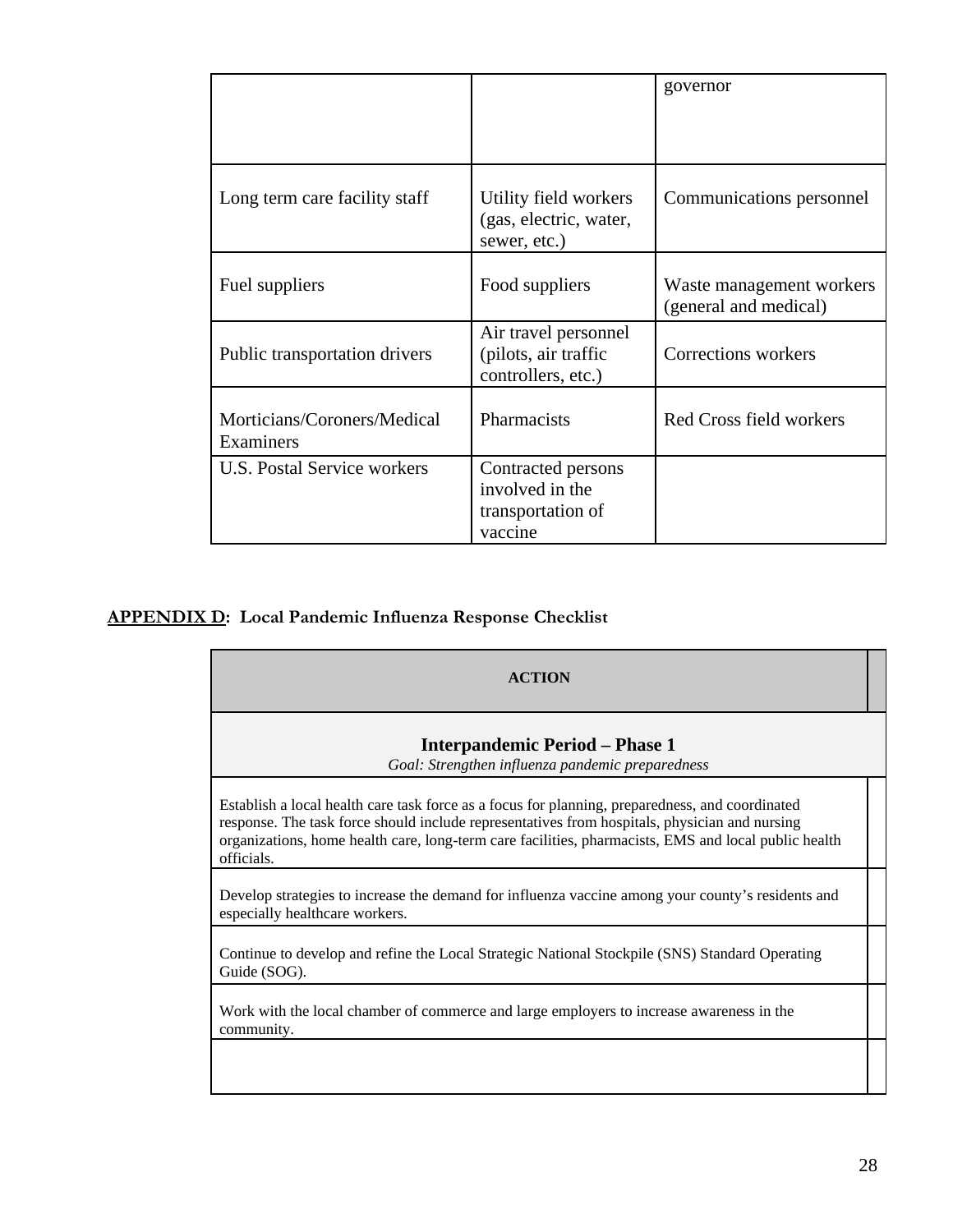| | | |
|---|---|---|
| | | governor |
| Long term care facility staff | Utility field workers (gas, electric, water, sewer, etc.) | Communications personnel |
| Fuel suppliers | Food suppliers | Waste management workers (general and medical) |
| Public transportation drivers | Air travel personnel (pilots, air traffic controllers, etc.) | Corrections workers |
| Morticians/Coroners/Medical Examiners | Pharmacists | Red Cross field workers |
| U.S. Postal Service workers | Contracted persons involved in the transportation of vaccine | |

**APPENDIX D: Local Pandemic Influenza Response Checklist**

| ACTION | |
|---|---|
| **Interpandemic Period – Phase 1**<br>*Goal: Strengthen influenza pandemic preparedness* | |
| Establish a local health care task force as a focus for planning, preparedness, and coordinated response. The task force should include representatives from hospitals, physician and nursing organizations, home health care, long-term care facilities, pharmacists, EMS and local public health officials. | |
| Develop strategies to increase the demand for influenza vaccine among your county's residents and especially healthcare workers. | |
| Continue to develop and refine the Local Strategic National Stockpile (SNS) Standard Operating Guide (SOG). | |
| Work with the local chamber of commerce and large employers to increase awareness in the community. | |
| | |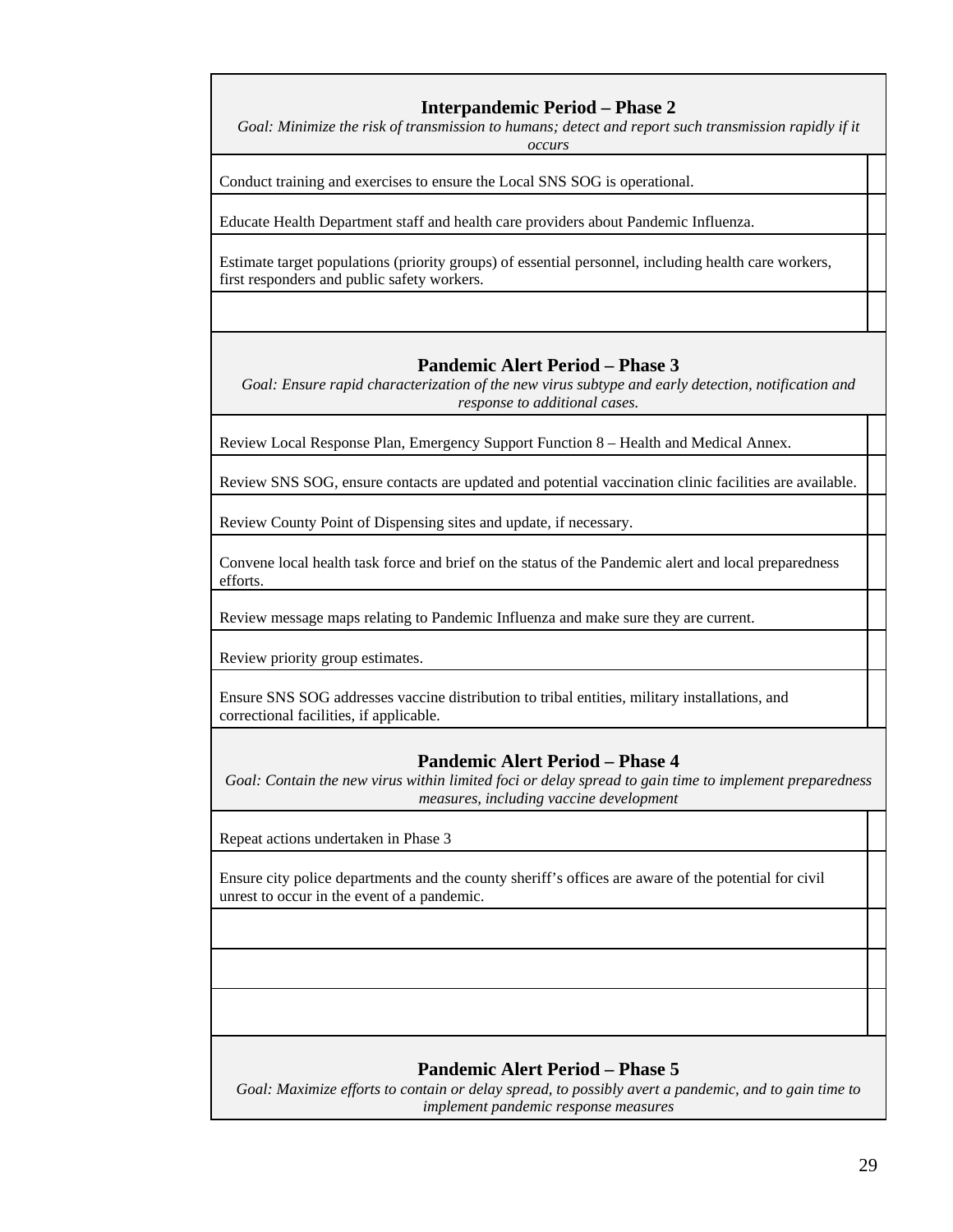| **Interpandemic Period – Phase 2**<br>*Goal: Minimize the risk of transmission to humans; detect and report such transmission rapidly if it occurs* | |
|---|---|
| Conduct training and exercises to ensure the Local SNS SOG is operational. | |
| Educate Health Department staff and health care providers about Pandemic Influenza. | |
| Estimate target populations (priority groups) of essential personnel, including health care workers, first responders and public safety workers. | |
| | |
| **Pandemic Alert Period – Phase 3**<br>*Goal: Ensure rapid characterization of the new virus subtype and early detection, notification and response to additional cases.* | |
| Review Local Response Plan, Emergency Support Function 8 – Health and Medical Annex. | |
| Review SNS SOG, ensure contacts are updated and potential vaccination clinic facilities are available. | |
| Review County Point of Dispensing sites and update, if necessary. | |
| Convene local health task force and brief on the status of the Pandemic alert and local preparedness efforts. | |
| Review message maps relating to Pandemic Influenza and make sure they are current. | |
| Review priority group estimates. | |
| Ensure SNS SOG addresses vaccine distribution to tribal entities, military installations, and correctional facilities, if applicable. | |
| **Pandemic Alert Period – Phase 4**<br>*Goal: Contain the new virus within limited foci or delay spread to gain time to implement preparedness measures, including vaccine development* | |
| Repeat actions undertaken in Phase 3 | |
| Ensure city police departments and the county sheriff's offices are aware of the potential for civil unrest to occur in the event of a pandemic. | |
| | |
| | |
| | |
| **Pandemic Alert Period – Phase 5**<br>*Goal: Maximize efforts to contain or delay spread, to possibly avert a pandemic, and to gain time to implement pandemic response measures* | |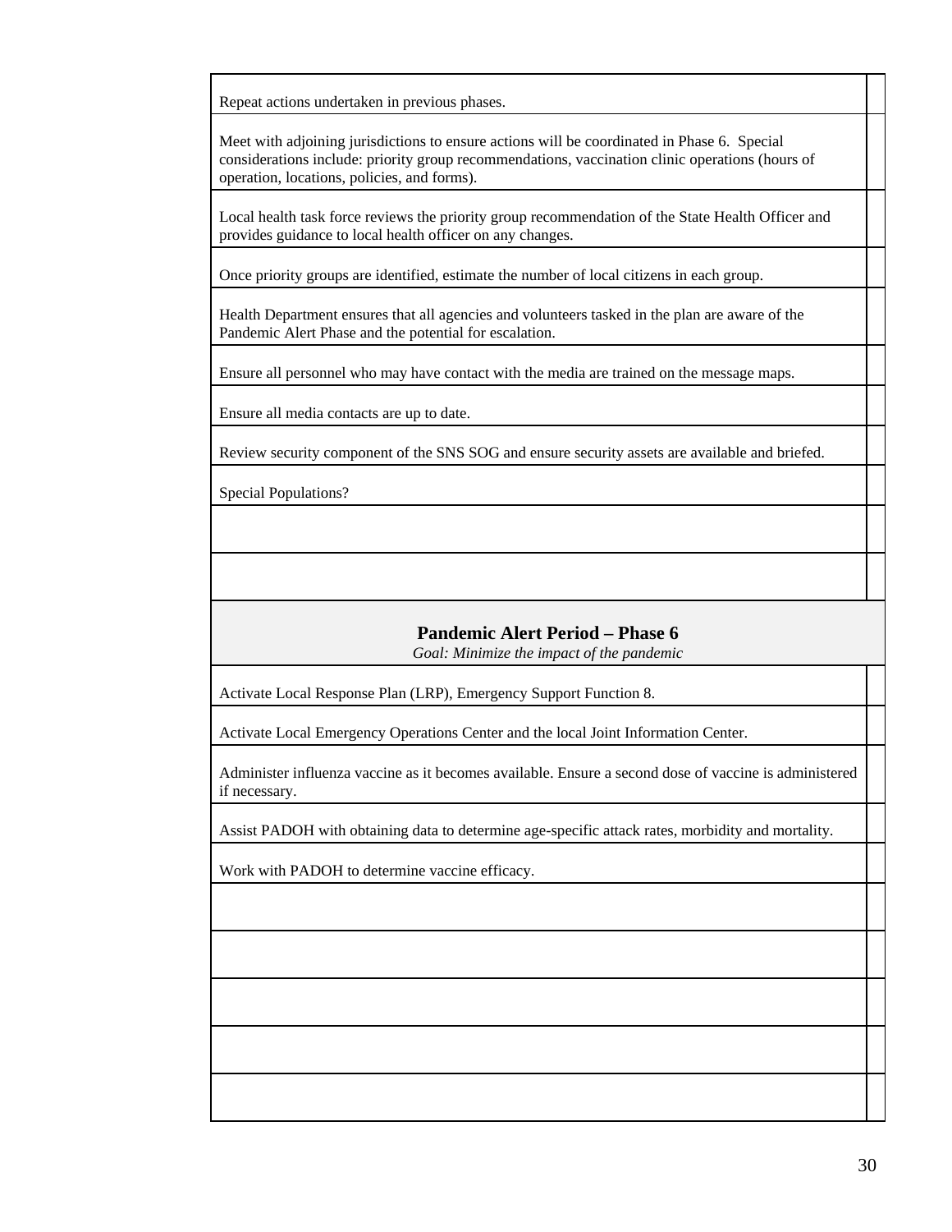| | |
|---|---|
| Repeat actions undertaken in previous phases. | |
| Meet with adjoining jurisdictions to ensure actions will be coordinated in Phase 6. Special considerations include: priority group recommendations, vaccination clinic operations (hours of operation, locations, policies, and forms). | |
| Local health task force reviews the priority group recommendation of the State Health Officer and provides guidance to local health officer on any changes. | |
| Once priority groups are identified, estimate the number of local citizens in each group. | |
| Health Department ensures that all agencies and volunteers tasked in the plan are aware of the Pandemic Alert Phase and the potential for escalation. | |
| Ensure all personnel who may have contact with the media are trained on the message maps. | |
| Ensure all media contacts are up to date. | |
| Review security component of the SNS SOG and ensure security assets are available and briefed. | |
| Special Populations? | |
| | |
| | |

## Pandemic Alert Period – Phase 6

*Goal: Minimize the impact of the pandemic*

| | |
|---|---|
| Activate Local Response Plan (LRP), Emergency Support Function 8. | |
| Activate Local Emergency Operations Center and the local Joint Information Center. | |
| Administer influenza vaccine as it becomes available. Ensure a second dose of vaccine is administered if necessary. | |
| Assist PADOH with obtaining data to determine age-specific attack rates, morbidity and mortality. | |
| Work with PADOH to determine vaccine efficacy. | |
| | |
| | |
| | |
| | |
| | |